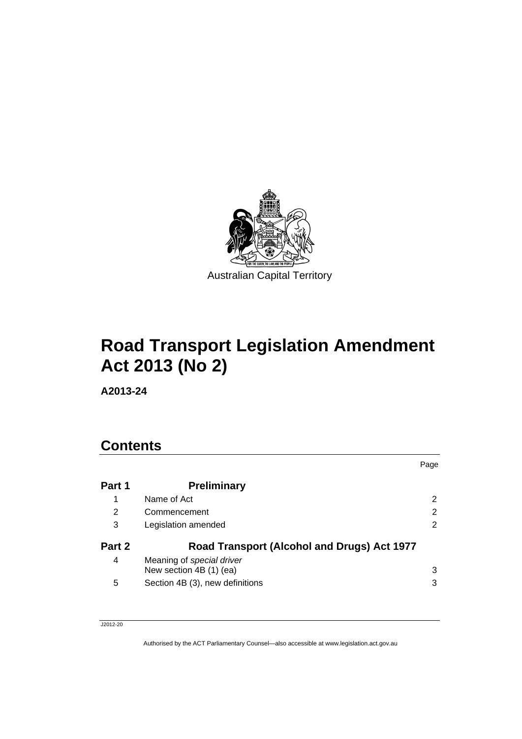Australian Capital Territory

# Road Transport Legislation Amendment Act 2013 (No 2)

**A2013-24**

## Contents

| | | Page |
|---|---|---|
| **Part 1** | **Preliminary** | |
| 1 | Name of Act | 2 |
| 2 | Commencement | 2 |
| 3 | Legislation amended | 2 |
| **Part 2** | **Road Transport (Alcohol and Drugs) Act 1977** | |
| 4 | Meaning of *special driver* New section 4B (1) (ea) | 3 |
| 5 | Section 4B (3), new definitions | 3 |

J2012-20

Authorised by the ACT Parliamentary Counsel—also accessible at www.legislation.act.gov.au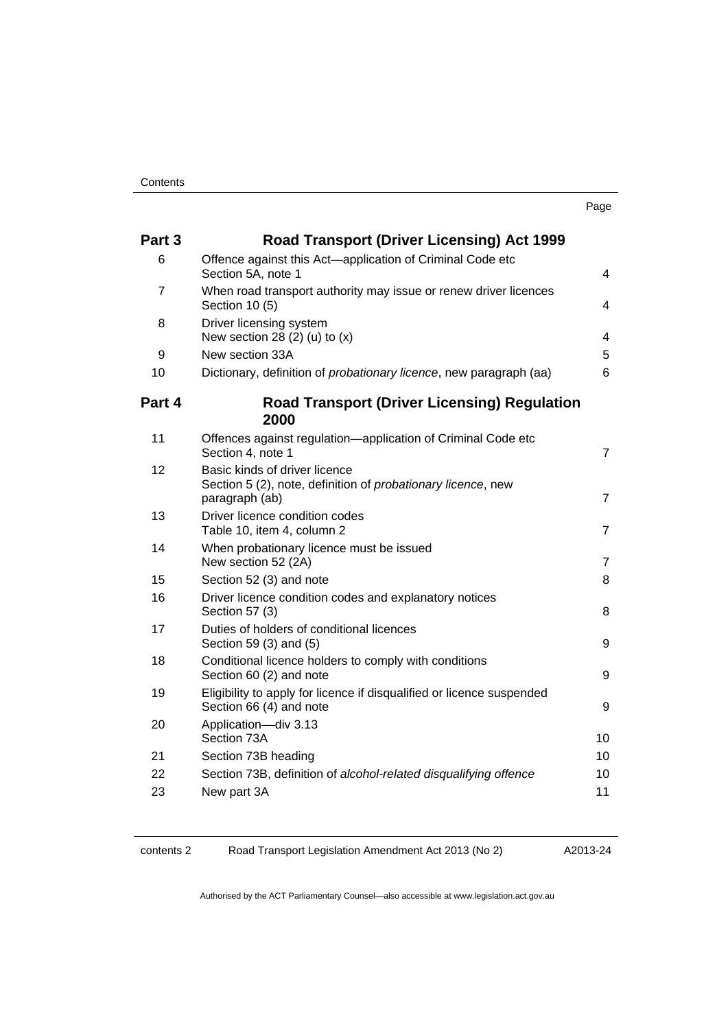| | | Page |
|---|---|---|
| **Part 3** | **Road Transport (Driver Licensing) Act 1999** | |
| 6 | Offence against this Act—application of Criminal Code etc<br>Section 5A, note 1 | 4 |
| 7 | When road transport authority may issue or renew driver licences<br>Section 10 (5) | 4 |
| 8 | Driver licensing system<br>New section 28 (2) (u) to (x) | 4 |
| 9 | New section 33A | 5 |
| 10 | Dictionary, definition of *probationary licence*, new paragraph (aa) | 6 |
| **Part 4** | **Road Transport (Driver Licensing) Regulation 2000** | |
| 11 | Offences against regulation—application of Criminal Code etc<br>Section 4, note 1 | 7 |
| 12 | Basic kinds of driver licence<br>Section 5 (2), note, definition of *probationary licence*, new paragraph (ab) | 7 |
| 13 | Driver licence condition codes<br>Table 10, item 4, column 2 | 7 |
| 14 | When probationary licence must be issued<br>New section 52 (2A) | 7 |
| 15 | Section 52 (3) and note | 8 |
| 16 | Driver licence condition codes and explanatory notices<br>Section 57 (3) | 8 |
| 17 | Duties of holders of conditional licences<br>Section 59 (3) and (5) | 9 |
| 18 | Conditional licence holders to comply with conditions<br>Section 60 (2) and note | 9 |
| 19 | Eligibility to apply for licence if disqualified or licence suspended<br>Section 66 (4) and note | 9 |
| 20 | Application—div 3.13<br>Section 73A | 10 |
| 21 | Section 73B heading | 10 |
| 22 | Section 73B, definition of *alcohol-related disqualifying offence* | 10 |
| 23 | New part 3A | 11 |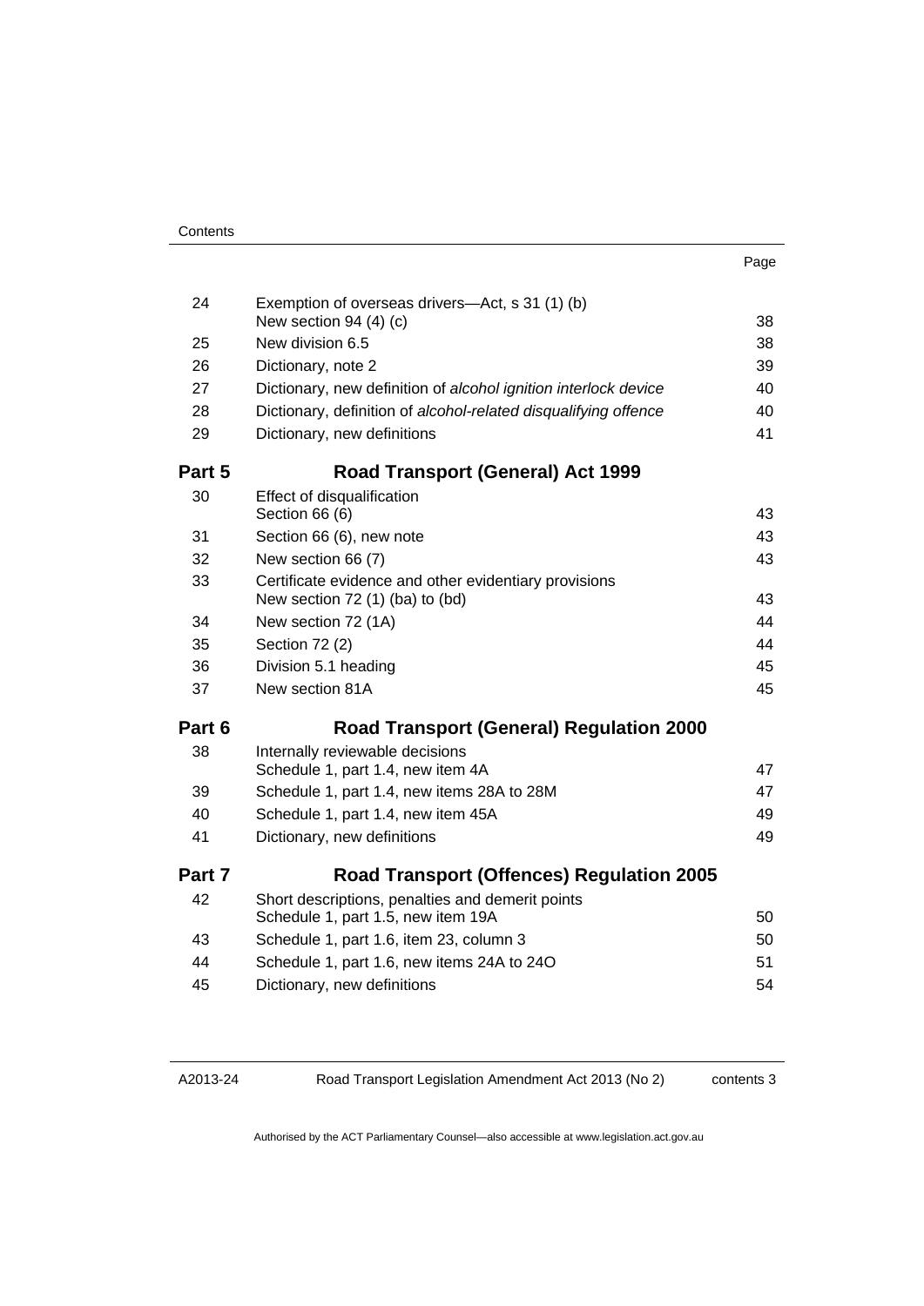| | | Page |
|---|---|---|
| 24 | Exemption of overseas drivers—Act, s 31 (1) (b)<br>New section 94 (4) (c) | 38 |
| 25 | New division 6.5 | 38 |
| 26 | Dictionary, note 2 | 39 |
| 27 | Dictionary, new definition of *alcohol ignition interlock device* | 40 |
| 28 | Dictionary, definition of *alcohol-related disqualifying offence* | 40 |
| 29 | Dictionary, new definitions | 41 |
| **Part 5** | **Road Transport (General) Act 1999** | |
| 30 | Effect of disqualification<br>Section 66 (6) | 43 |
| 31 | Section 66 (6), new note | 43 |
| 32 | New section 66 (7) | 43 |
| 33 | Certificate evidence and other evidentiary provisions<br>New section 72 (1) (ba) to (bd) | 43 |
| 34 | New section 72 (1A) | 44 |
| 35 | Section 72 (2) | 44 |
| 36 | Division 5.1 heading | 45 |
| 37 | New section 81A | 45 |
| **Part 6** | **Road Transport (General) Regulation 2000** | |
| 38 | Internally reviewable decisions<br>Schedule 1, part 1.4, new item 4A | 47 |
| 39 | Schedule 1, part 1.4, new items 28A to 28M | 47 |
| 40 | Schedule 1, part 1.4, new item 45A | 49 |
| 41 | Dictionary, new definitions | 49 |
| **Part 7** | **Road Transport (Offences) Regulation 2005** | |
| 42 | Short descriptions, penalties and demerit points<br>Schedule 1, part 1.5, new item 19A | 50 |
| 43 | Schedule 1, part 1.6, item 23, column 3 | 50 |
| 44 | Schedule 1, part 1.6, new items 24A to 24O | 51 |
| 45 | Dictionary, new definitions | 54 |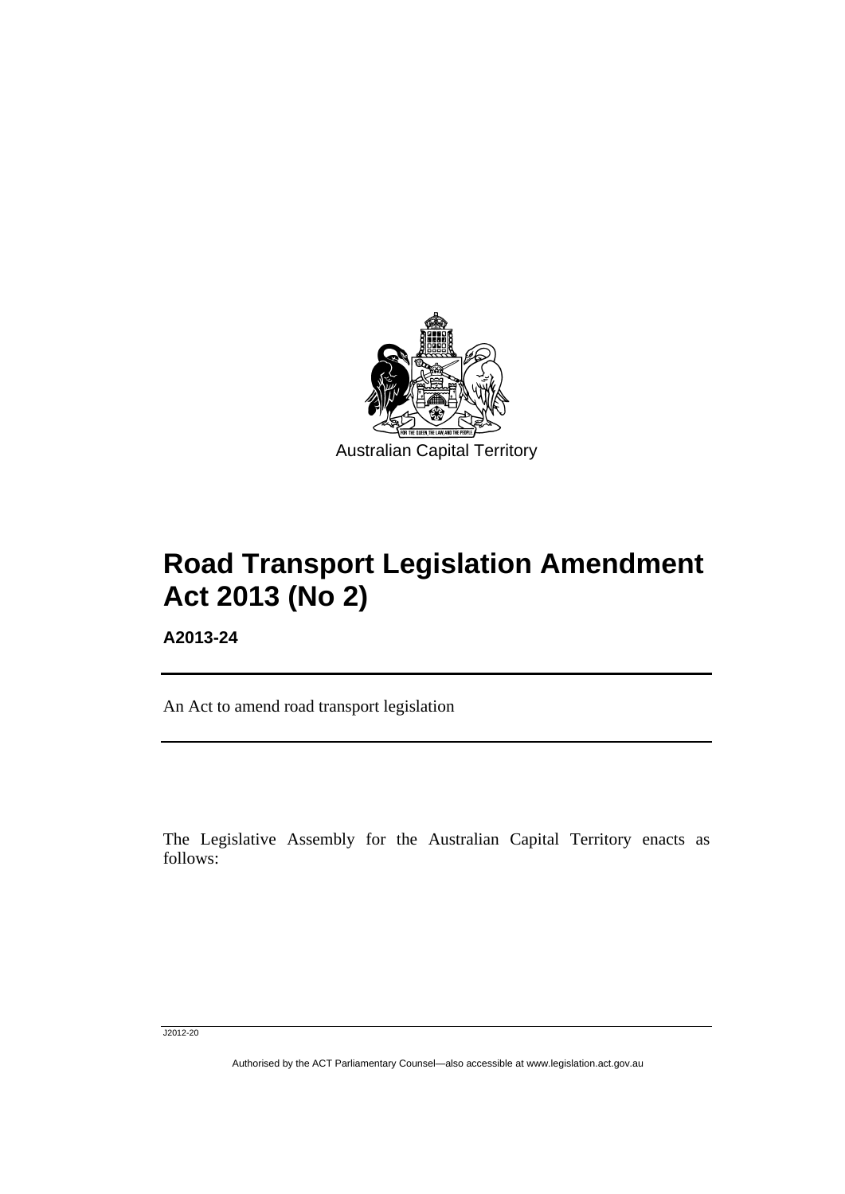Australian Capital Territory

# Road Transport Legislation Amendment Act 2013 (No 2)

**A2013-24**

An Act to amend road transport legislation

The Legislative Assembly for the Australian Capital Territory enacts as follows: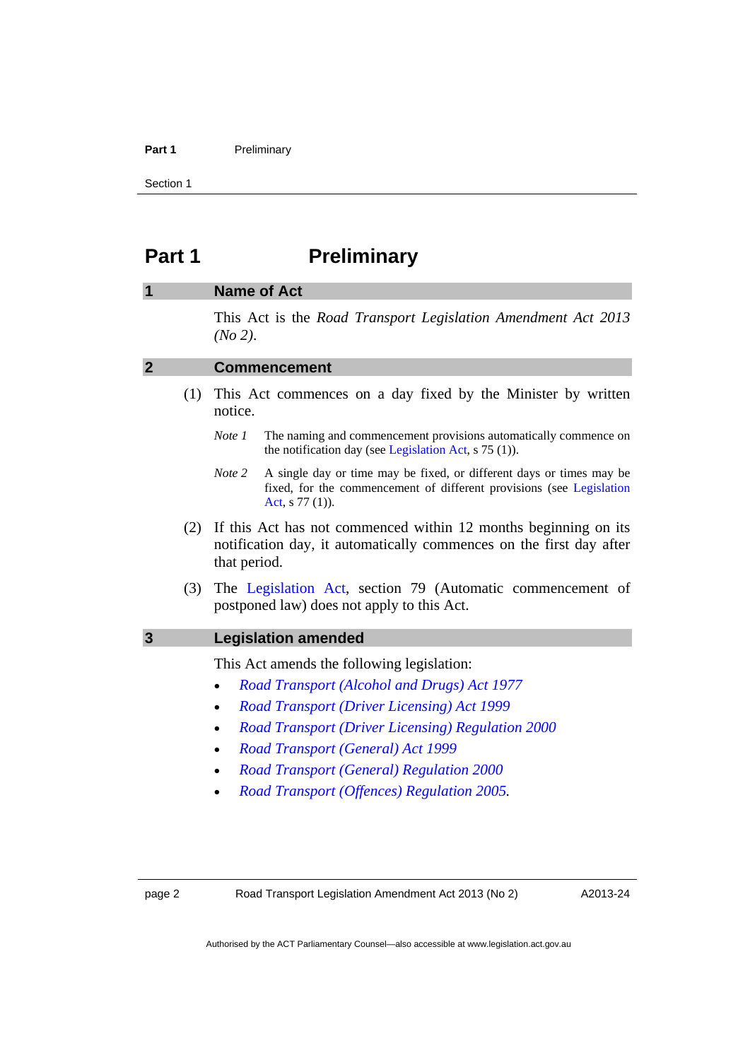# Part 1 Preliminary

## 1 Name of Act

This Act is the *Road Transport Legislation Amendment Act 2013 (No 2)*.

## 2 Commencement

(1) This Act commences on a day fixed by the Minister by written notice.

*Note 1* The naming and commencement provisions automatically commence on the notification day (see Legislation Act, s 75 (1)).

*Note 2* A single day or time may be fixed, or different days or times may be fixed, for the commencement of different provisions (see Legislation Act, s 77 (1)).

(2) If this Act has not commenced within 12 months beginning on its notification day, it automatically commences on the first day after that period.

(3) The Legislation Act, section 79 (Automatic commencement of postponed law) does not apply to this Act.

## 3 Legislation amended

This Act amends the following legislation:

- *Road Transport (Alcohol and Drugs) Act 1977*
- *Road Transport (Driver Licensing) Act 1999*
- *Road Transport (Driver Licensing) Regulation 2000*
- *Road Transport (General) Act 1999*
- *Road Transport (General) Regulation 2000*
- *Road Transport (Offences) Regulation 2005*.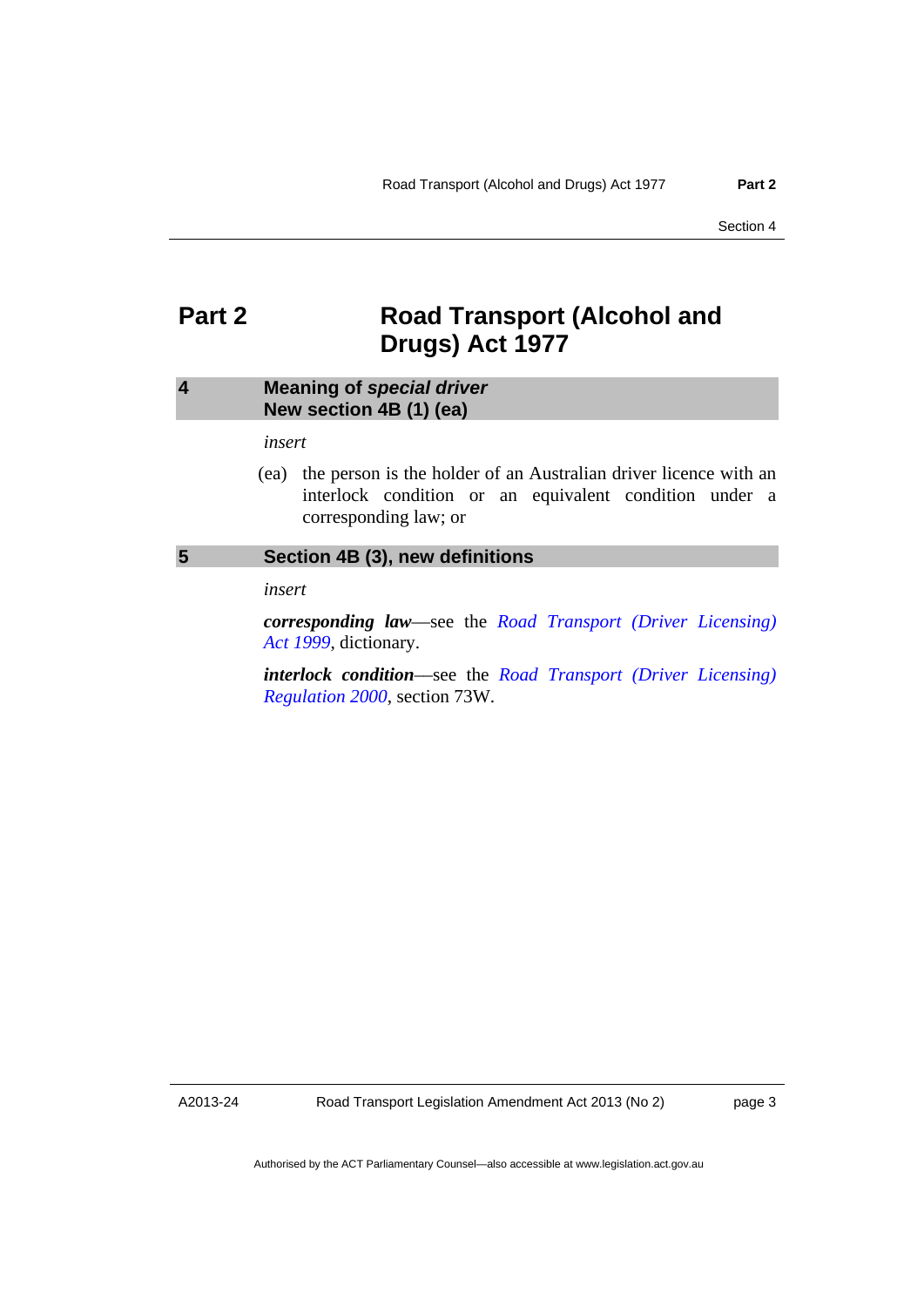# Part 2 Road Transport (Alcohol and Drugs) Act 1977

## 4 Meaning of *special driver* New section 4B (1) (ea)

*insert*

(ea) the person is the holder of an Australian driver licence with an interlock condition or an equivalent condition under a corresponding law; or

## 5 Section 4B (3), new definitions

*insert*

***corresponding law***—see the *Road Transport (Driver Licensing) Act 1999*, dictionary.

***interlock condition***—see the *Road Transport (Driver Licensing) Regulation 2000*, section 73W.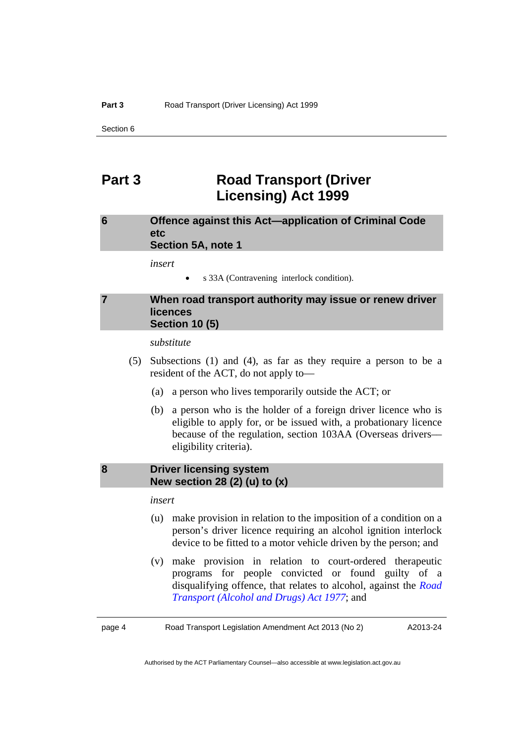# Part 3 Road Transport (Driver Licensing) Act 1999

## 6 Offence against this Act—application of Criminal Code etc Section 5A, note 1

*insert*

- s 33A (Contravening interlock condition).

## 7 When road transport authority may issue or renew driver licences Section 10 (5)

*substitute*

(5) Subsections (1) and (4), as far as they require a person to be a resident of the ACT, do not apply to—

(a) a person who lives temporarily outside the ACT; or

(b) a person who is the holder of a foreign driver licence who is eligible to apply for, or be issued with, a probationary licence because of the regulation, section 103AA (Overseas drivers—eligibility criteria).

## 8 Driver licensing system New section 28 (2) (u) to (x)

*insert*

(u) make provision in relation to the imposition of a condition on a person's driver licence requiring an alcohol ignition interlock device to be fitted to a motor vehicle driven by the person; and

(v) make provision in relation to court-ordered therapeutic programs for people convicted or found guilty of a disqualifying offence, that relates to alcohol, against the *Road Transport (Alcohol and Drugs) Act 1977*; and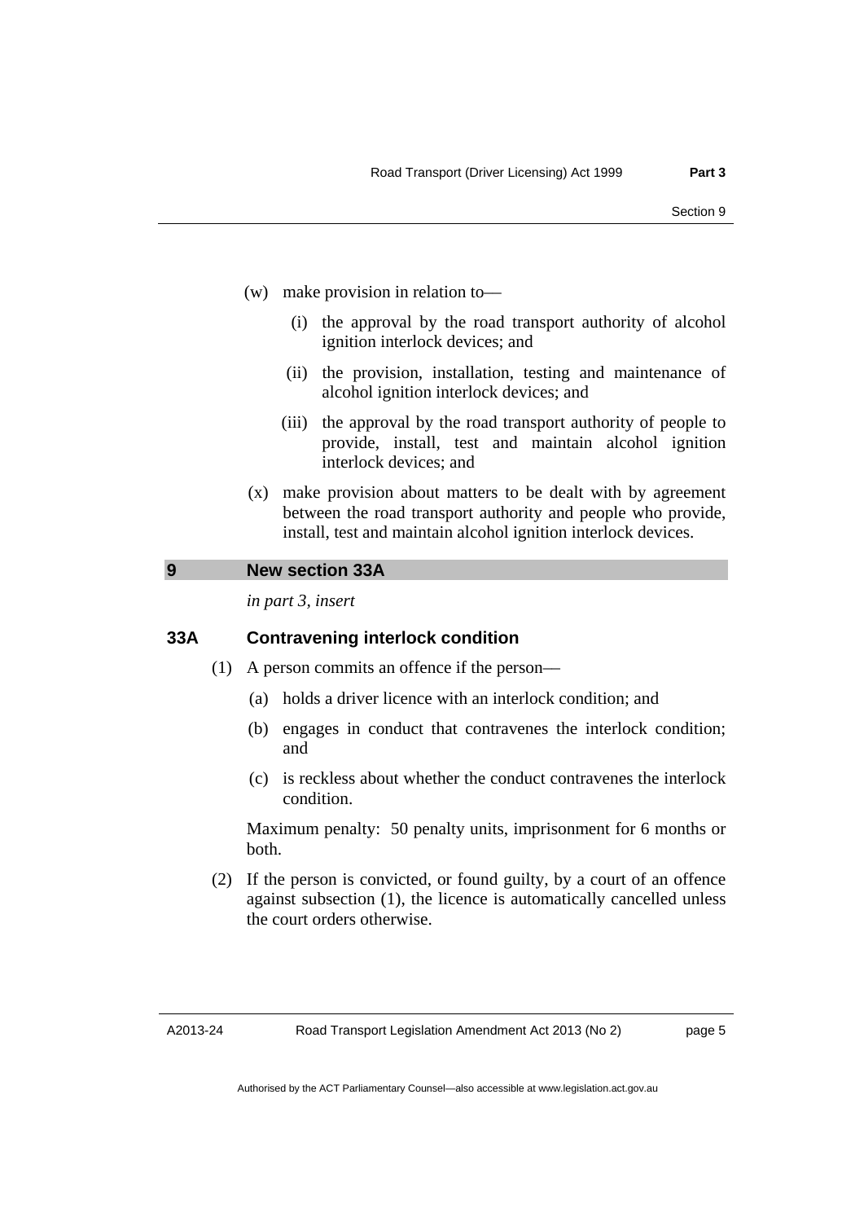(w) make provision in relation to—

  (i) the approval by the road transport authority of alcohol ignition interlock devices; and

  (ii) the provision, installation, testing and maintenance of alcohol ignition interlock devices; and

  (iii) the approval by the road transport authority of people to provide, install, test and maintain alcohol ignition interlock devices; and

(x) make provision about matters to be dealt with by agreement between the road transport authority and people who provide, install, test and maintain alcohol ignition interlock devices.

## 9 New section 33A

*in part 3, insert*

### 33A Contravening interlock condition

(1) A person commits an offence if the person—

  (a) holds a driver licence with an interlock condition; and

  (b) engages in conduct that contravenes the interlock condition; and

  (c) is reckless about whether the conduct contravenes the interlock condition.

Maximum penalty: 50 penalty units, imprisonment for 6 months or both.

(2) If the person is convicted, or found guilty, by a court of an offence against subsection (1), the licence is automatically cancelled unless the court orders otherwise.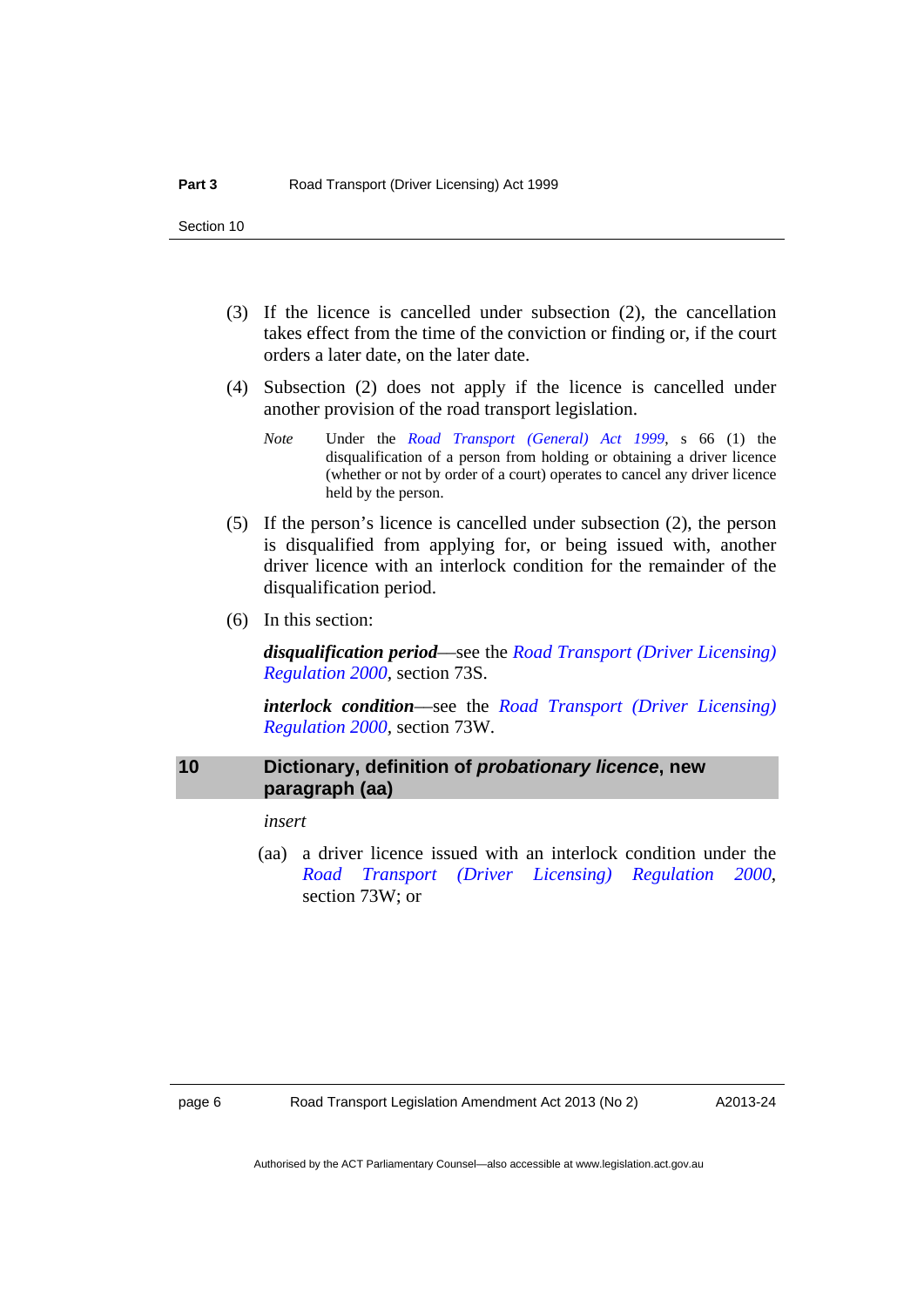(3) If the licence is cancelled under subsection (2), the cancellation takes effect from the time of the conviction or finding or, if the court orders a later date, on the later date.

(4) Subsection (2) does not apply if the licence is cancelled under another provision of the road transport legislation.

*Note* Under the *Road Transport (General) Act 1999*, s 66 (1) the disqualification of a person from holding or obtaining a driver licence (whether or not by order of a court) operates to cancel any driver licence held by the person.

(5) If the person's licence is cancelled under subsection (2), the person is disqualified from applying for, or being issued with, another driver licence with an interlock condition for the remainder of the disqualification period.

(6) In this section:

***disqualification period***—see the *Road Transport (Driver Licensing) Regulation 2000*, section 73S.

***interlock condition***—see the *Road Transport (Driver Licensing) Regulation 2000*, section 73W.

## 10 Dictionary, definition of *probationary licence*, new paragraph (aa)

*insert*

(aa) a driver licence issued with an interlock condition under the *Road Transport (Driver Licensing) Regulation 2000*, section 73W; or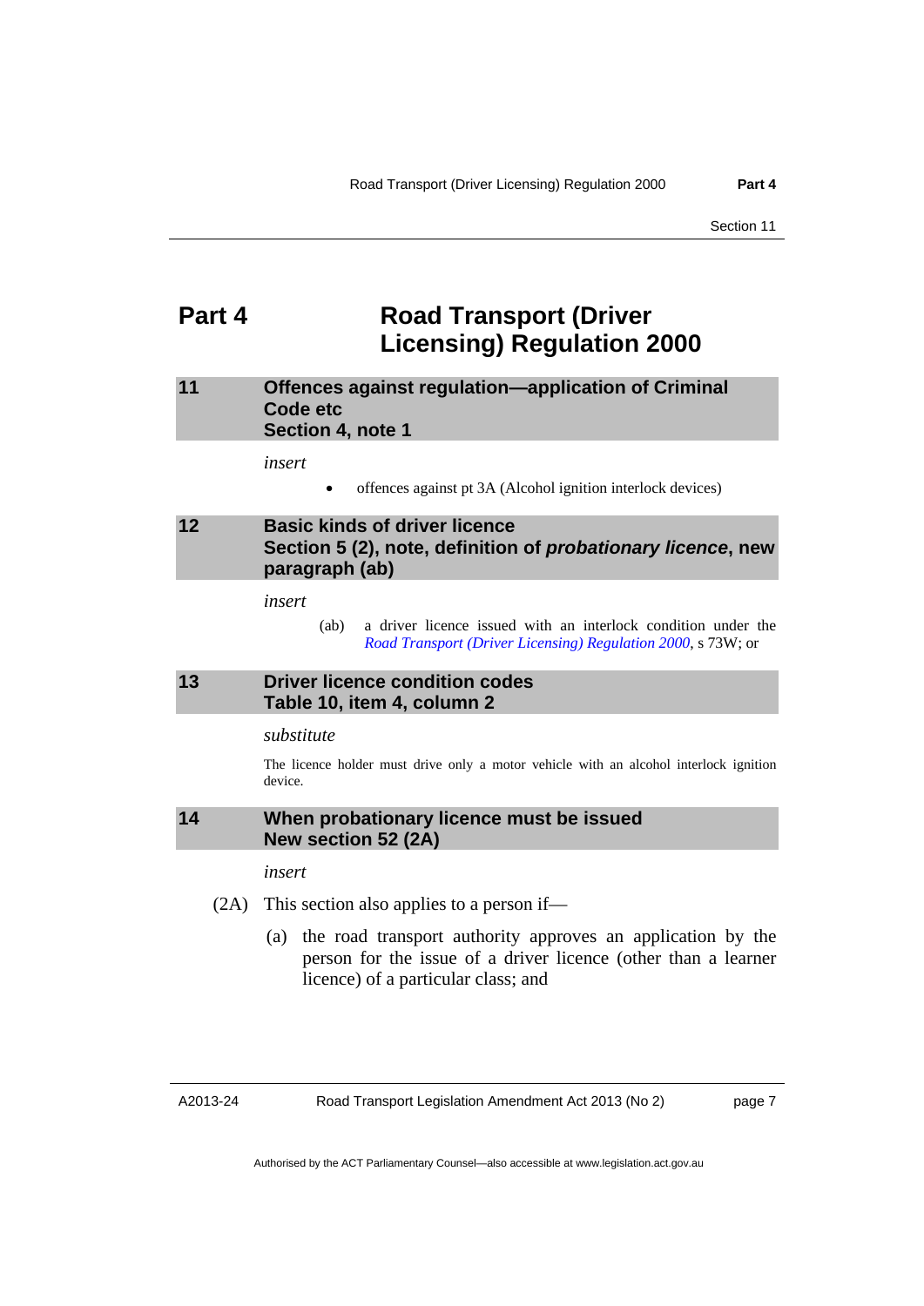# Part 4 Road Transport (Driver Licensing) Regulation 2000

## 11 Offences against regulation—application of Criminal Code etc Section 4, note 1

*insert*

- offences against pt 3A (Alcohol ignition interlock devices)

## 12 Basic kinds of driver licence Section 5 (2), note, definition of *probationary licence*, new paragraph (ab)

*insert*

(ab) a driver licence issued with an interlock condition under the *Road Transport (Driver Licensing) Regulation 2000*, s 73W; or

## 13 Driver licence condition codes Table 10, item 4, column 2

*substitute*

The licence holder must drive only a motor vehicle with an alcohol interlock ignition device.

## 14 When probationary licence must be issued New section 52 (2A)

*insert*

(2A) This section also applies to a person if—

(a) the road transport authority approves an application by the person for the issue of a driver licence (other than a learner licence) of a particular class; and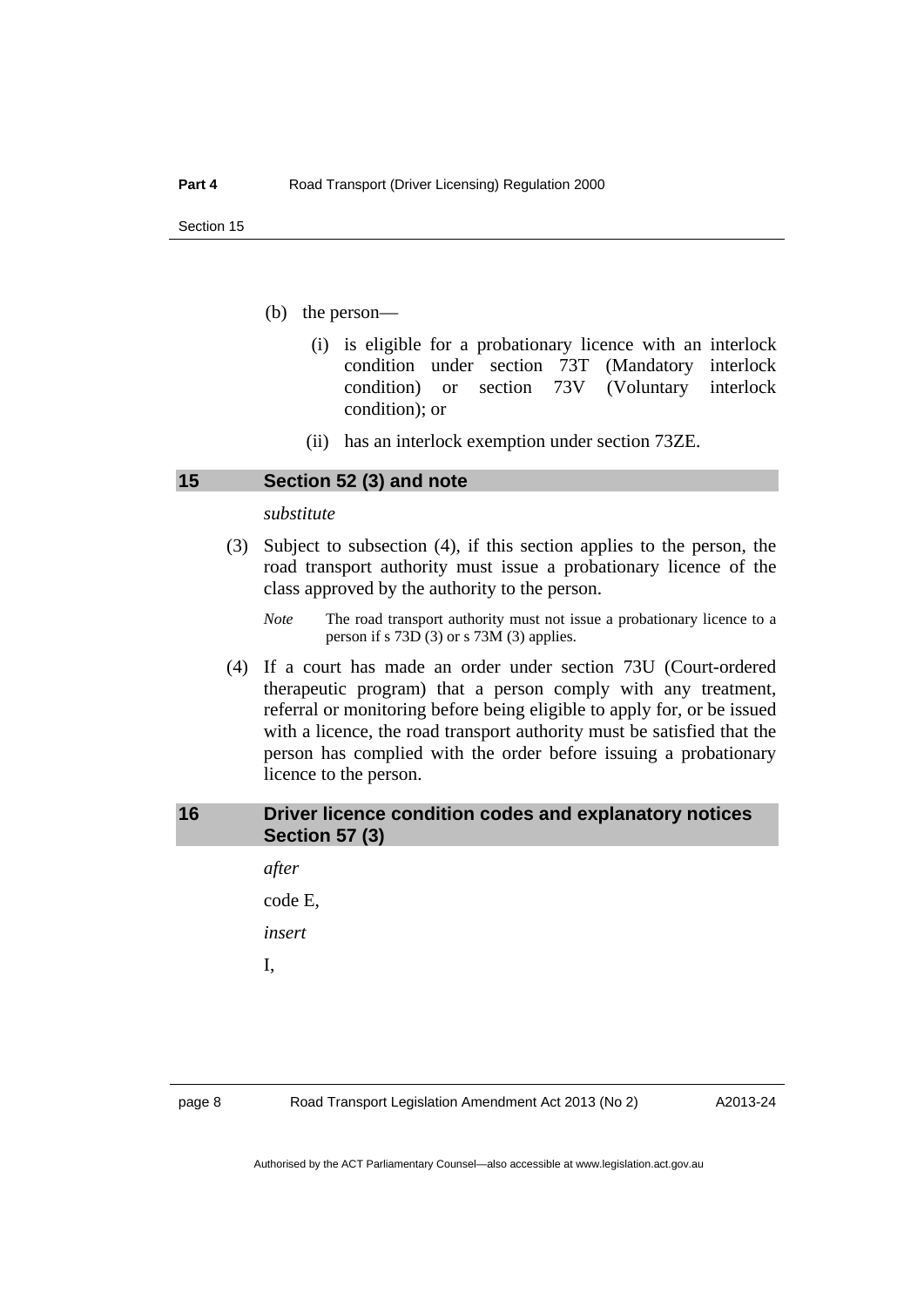(b) the person—

   (i) is eligible for a probationary licence with an interlock condition under section 73T (Mandatory interlock condition) or section 73V (Voluntary interlock condition); or

   (ii) has an interlock exemption under section 73ZE.

## 15 Section 52 (3) and note

*substitute*

(3) Subject to subsection (4), if this section applies to the person, the road transport authority must issue a probationary licence of the class approved by the authority to the person.

*Note* The road transport authority must not issue a probationary licence to a person if s 73D (3) or s 73M (3) applies.

(4) If a court has made an order under section 73U (Court-ordered therapeutic program) that a person comply with any treatment, referral or monitoring before being eligible to apply for, or be issued with a licence, the road transport authority must be satisfied that the person has complied with the order before issuing a probationary licence to the person.

## 16 Driver licence condition codes and explanatory notices Section 57 (3)

*after*

code E,

*insert*

I,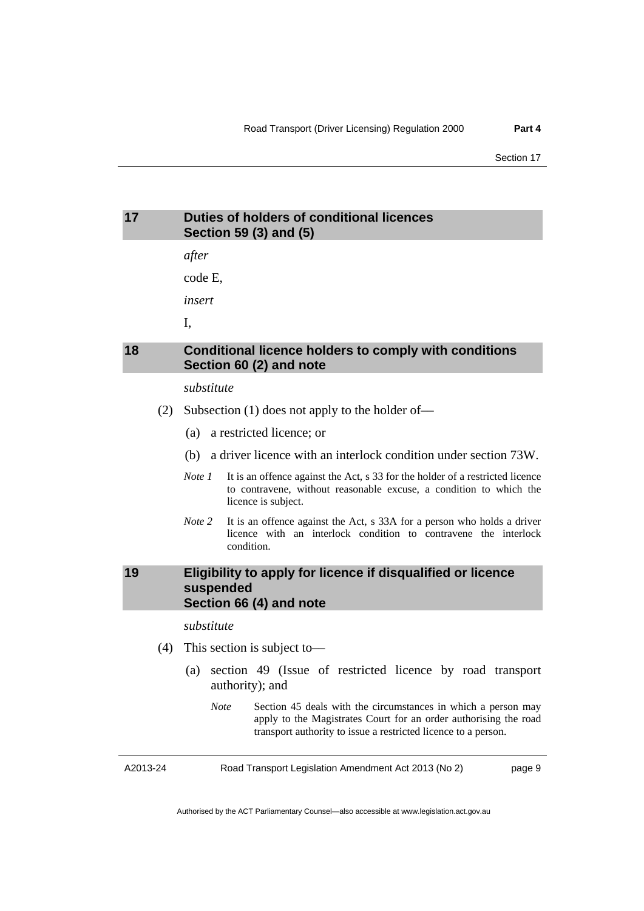## 17 Duties of holders of conditional licences Section 59 (3) and (5)

*after*

code E,

*insert*

I,

## 18 Conditional licence holders to comply with conditions Section 60 (2) and note

*substitute*

(2) Subsection (1) does not apply to the holder of—

(a) a restricted licence; or

(b) a driver licence with an interlock condition under section 73W.

*Note 1* It is an offence against the Act, s 33 for the holder of a restricted licence to contravene, without reasonable excuse, a condition to which the licence is subject.

*Note 2* It is an offence against the Act, s 33A for a person who holds a driver licence with an interlock condition to contravene the interlock condition.

## 19 Eligibility to apply for licence if disqualified or licence suspended Section 66 (4) and note

*substitute*

(4) This section is subject to—

(a) section 49 (Issue of restricted licence by road transport authority); and

*Note* Section 45 deals with the circumstances in which a person may apply to the Magistrates Court for an order authorising the road transport authority to issue a restricted licence to a person.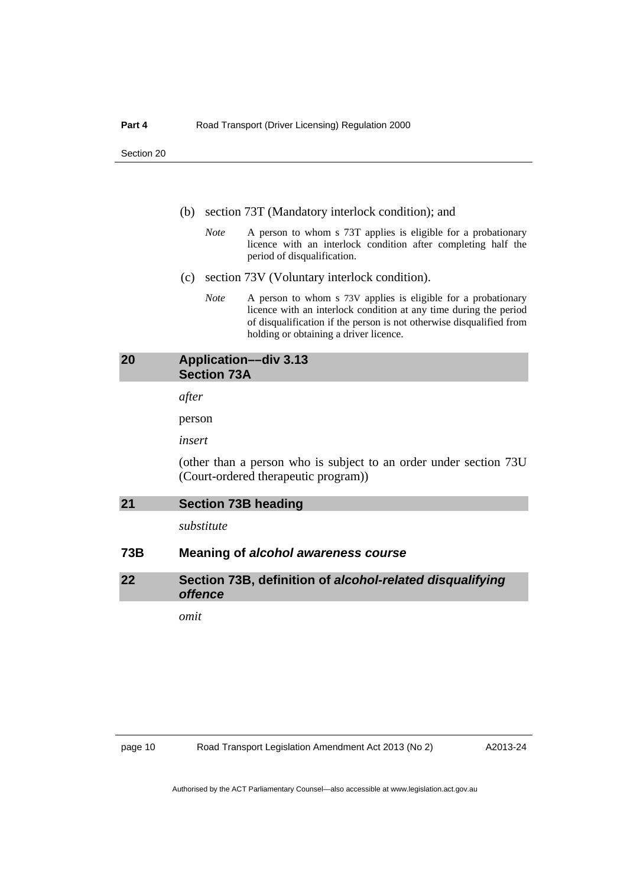(b) section 73T (Mandatory interlock condition); and

*Note* A person to whom s 73T applies is eligible for a probationary licence with an interlock condition after completing half the period of disqualification.

(c) section 73V (Voluntary interlock condition).

*Note* A person to whom s 73V applies is eligible for a probationary licence with an interlock condition at any time during the period of disqualification if the person is not otherwise disqualified from holding or obtaining a driver licence.

## 20 Application––div 3.13 Section 73A

*after*

person

*insert*

(other than a person who is subject to an order under section 73U (Court-ordered therapeutic program))

## 21 Section 73B heading

*substitute*

### 73B Meaning of *alcohol awareness course*

## 22 Section 73B, definition of *alcohol-related disqualifying offence*

*omit*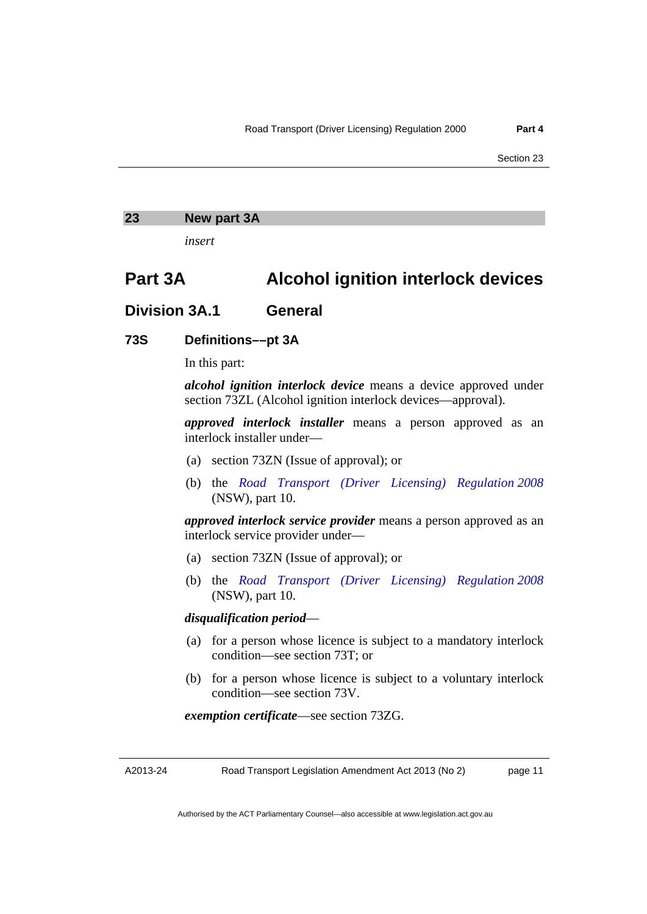## 23 New part 3A

*insert*

# Part 3A Alcohol ignition interlock devices

## Division 3A.1 General

### 73S Definitions––pt 3A

In this part:

***alcohol ignition interlock device*** means a device approved under section 73ZL (Alcohol ignition interlock devices—approval).

***approved interlock installer*** means a person approved as an interlock installer under—

(a) section 73ZN (Issue of approval); or

(b) the *Road Transport (Driver Licensing) Regulation 2008* (NSW), part 10.

***approved interlock service provider*** means a person approved as an interlock service provider under—

(a) section 73ZN (Issue of approval); or

(b) the *Road Transport (Driver Licensing) Regulation 2008* (NSW), part 10.

***disqualification period***—

(a) for a person whose licence is subject to a mandatory interlock condition—see section 73T; or

(b) for a person whose licence is subject to a voluntary interlock condition—see section 73V.

***exemption certificate***—see section 73ZG.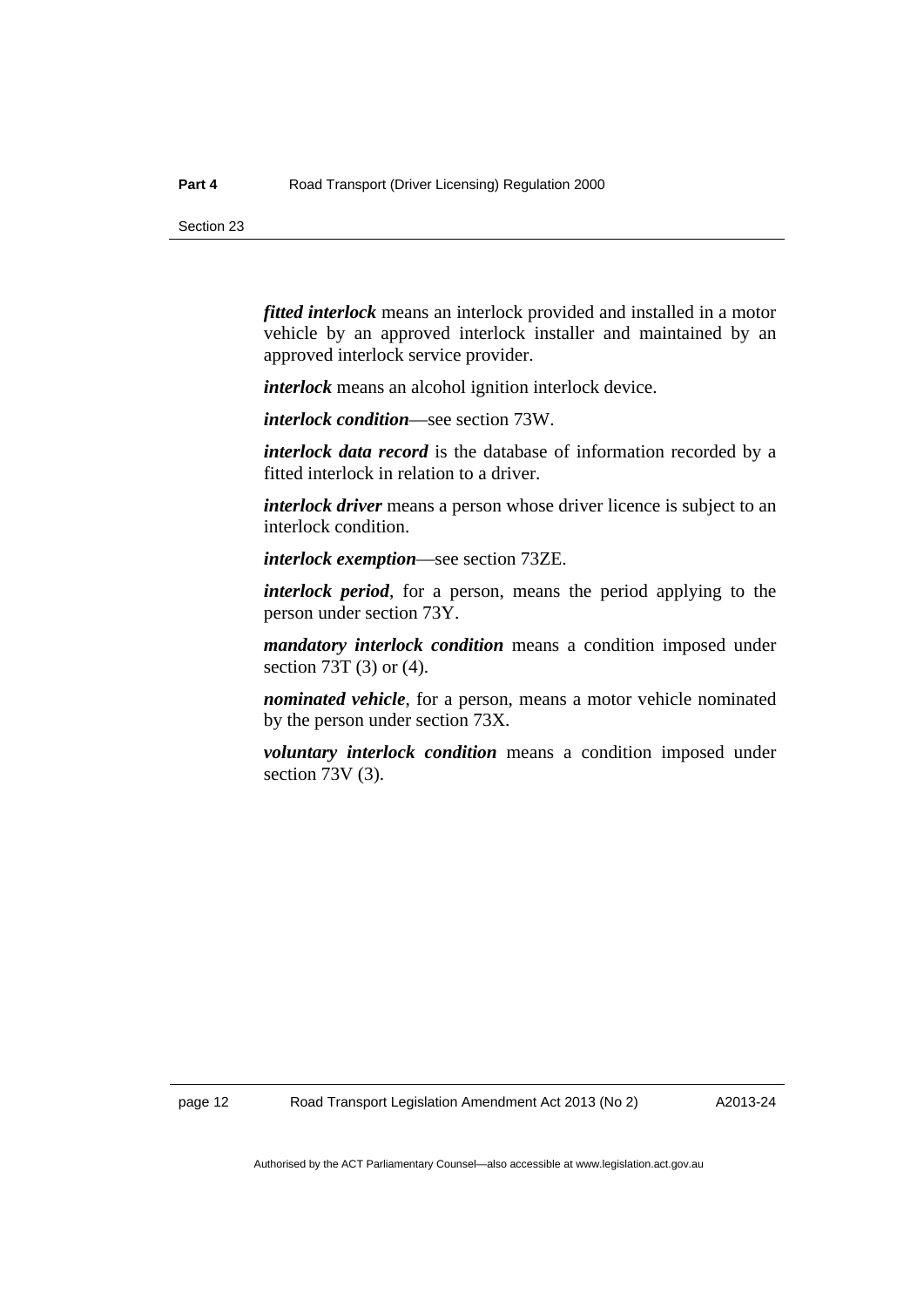***fitted interlock*** means an interlock provided and installed in a motor vehicle by an approved interlock installer and maintained by an approved interlock service provider.

***interlock*** means an alcohol ignition interlock device.

***interlock condition***—see section 73W.

***interlock data record*** is the database of information recorded by a fitted interlock in relation to a driver.

***interlock driver*** means a person whose driver licence is subject to an interlock condition.

***interlock exemption***—see section 73ZE.

***interlock period***, for a person, means the period applying to the person under section 73Y.

***mandatory interlock condition*** means a condition imposed under section 73T (3) or (4).

***nominated vehicle***, for a person, means a motor vehicle nominated by the person under section 73X.

***voluntary interlock condition*** means a condition imposed under section 73V (3).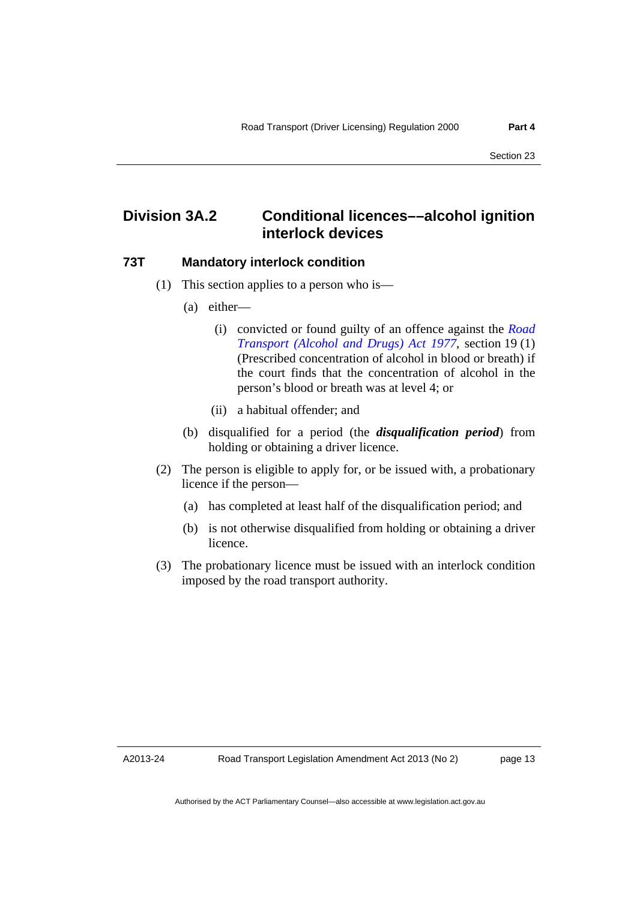## Division 3A.2 Conditional licences––alcohol ignition interlock devices

### 73T Mandatory interlock condition

(1) This section applies to a person who is—

(a) either—

(i) convicted or found guilty of an offence against the *Road Transport (Alcohol and Drugs) Act 1977*, section 19 (1) (Prescribed concentration of alcohol in blood or breath) if the court finds that the concentration of alcohol in the person's blood or breath was at level 4; or

(ii) a habitual offender; and

(b) disqualified for a period (the ***disqualification period***) from holding or obtaining a driver licence.

(2) The person is eligible to apply for, or be issued with, a probationary licence if the person—

(a) has completed at least half of the disqualification period; and

(b) is not otherwise disqualified from holding or obtaining a driver licence.

(3) The probationary licence must be issued with an interlock condition imposed by the road transport authority.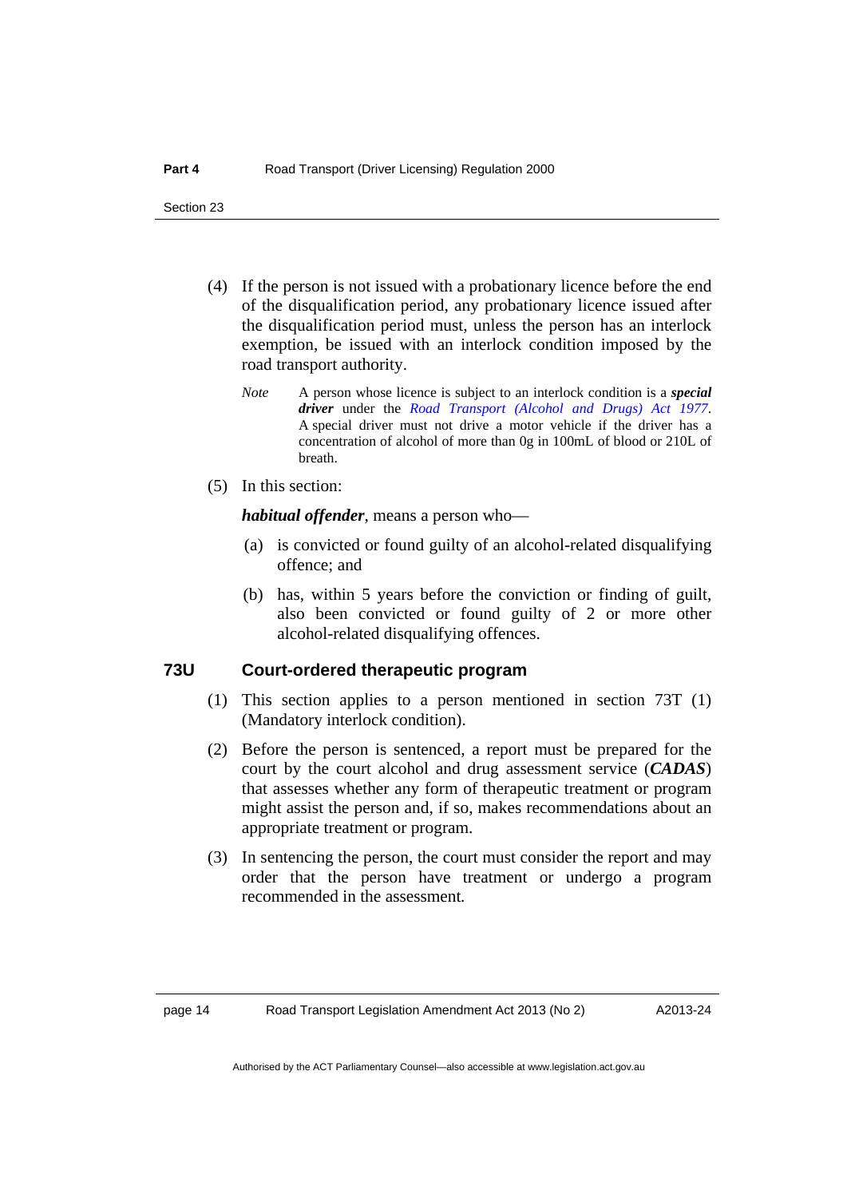(4) If the person is not issued with a probationary licence before the end of the disqualification period, any probationary licence issued after the disqualification period must, unless the person has an interlock exemption, be issued with an interlock condition imposed by the road transport authority.

*Note* A person whose licence is subject to an interlock condition is a ***special driver*** under the *Road Transport (Alcohol and Drugs) Act 1977*. A special driver must not drive a motor vehicle if the driver has a concentration of alcohol of more than 0g in 100mL of blood or 210L of breath.

(5) In this section:

***habitual offender***, means a person who—

(a) is convicted or found guilty of an alcohol-related disqualifying offence; and

(b) has, within 5 years before the conviction or finding of guilt, also been convicted or found guilty of 2 or more other alcohol-related disqualifying offences.

### 73U Court-ordered therapeutic program

(1) This section applies to a person mentioned in section 73T (1) (Mandatory interlock condition).

(2) Before the person is sentenced, a report must be prepared for the court by the court alcohol and drug assessment service (***CADAS***) that assesses whether any form of therapeutic treatment or program might assist the person and, if so, makes recommendations about an appropriate treatment or program.

(3) In sentencing the person, the court must consider the report and may order that the person have treatment or undergo a program recommended in the assessment.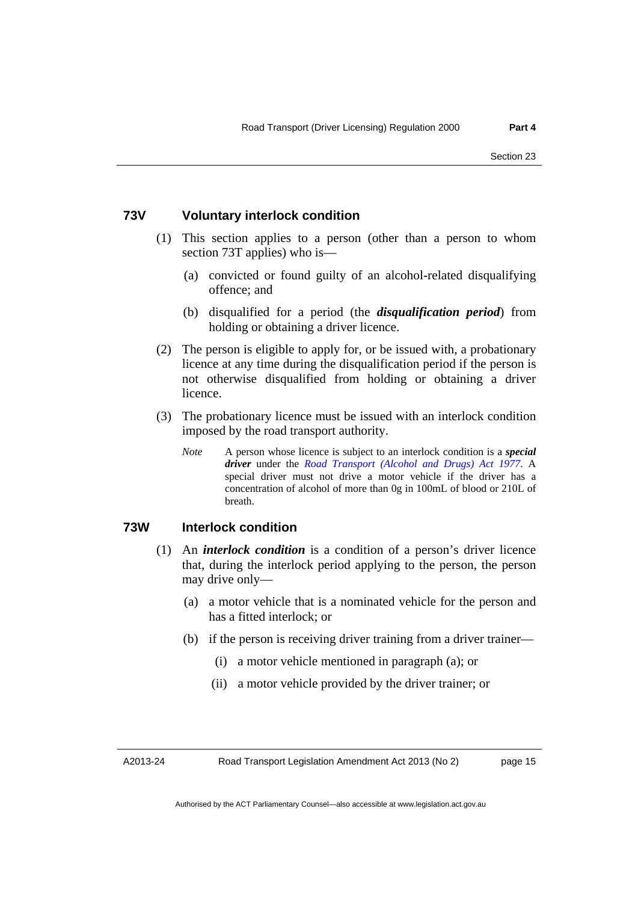### 73V Voluntary interlock condition

(1) This section applies to a person (other than a person to whom section 73T applies) who is—

(a) convicted or found guilty of an alcohol-related disqualifying offence; and

(b) disqualified for a period (the ***disqualification period***) from holding or obtaining a driver licence.

(2) The person is eligible to apply for, or be issued with, a probationary licence at any time during the disqualification period if the person is not otherwise disqualified from holding or obtaining a driver licence.

(3) The probationary licence must be issued with an interlock condition imposed by the road transport authority.

*Note* A person whose licence is subject to an interlock condition is a ***special driver*** under the *Road Transport (Alcohol and Drugs) Act 1977*. A special driver must not drive a motor vehicle if the driver has a concentration of alcohol of more than 0g in 100mL of blood or 210L of breath.

### 73W Interlock condition

(1) An ***interlock condition*** is a condition of a person's driver licence that, during the interlock period applying to the person, the person may drive only—

(a) a motor vehicle that is a nominated vehicle for the person and has a fitted interlock; or

(b) if the person is receiving driver training from a driver trainer—

(i) a motor vehicle mentioned in paragraph (a); or

(ii) a motor vehicle provided by the driver trainer; or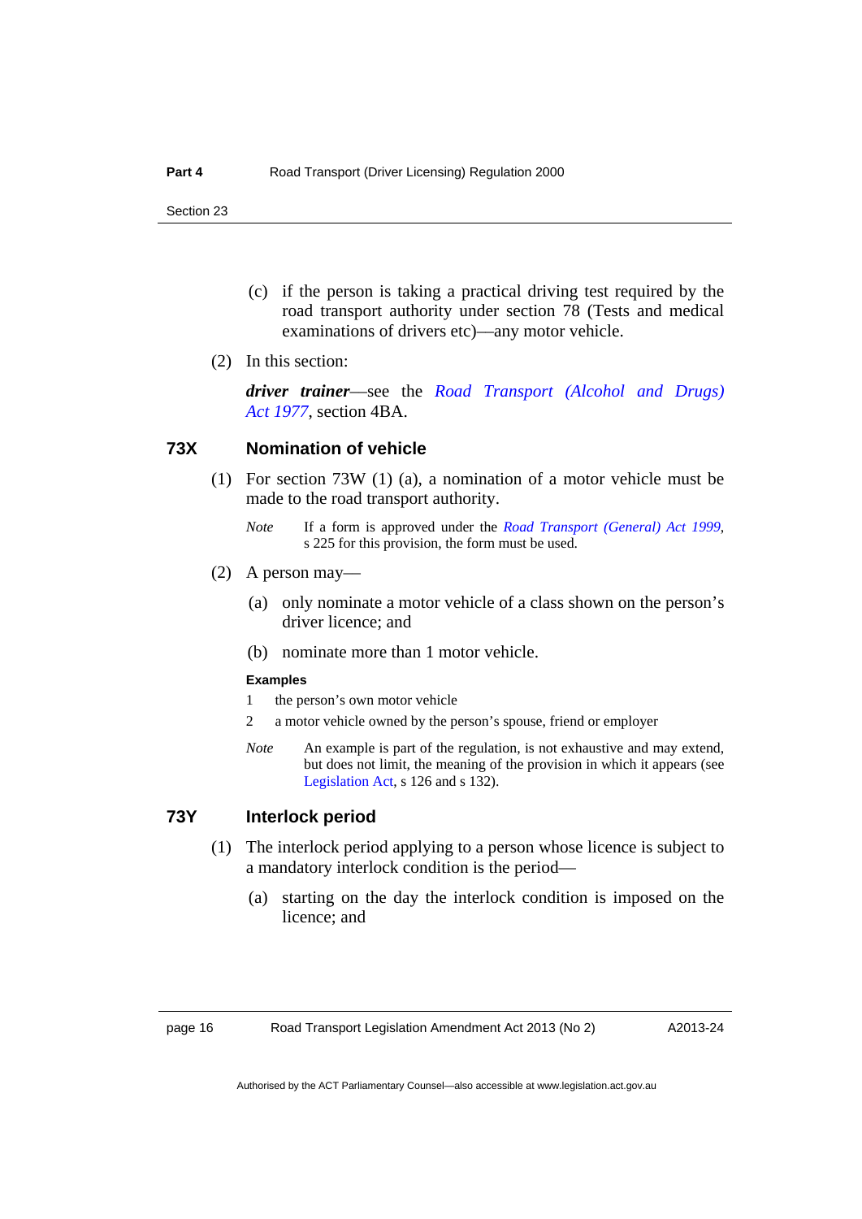(c) if the person is taking a practical driving test required by the road transport authority under section 78 (Tests and medical examinations of drivers etc)—any motor vehicle.

(2) In this section:

***driver trainer***—see the *Road Transport (Alcohol and Drugs) Act 1977*, section 4BA.

### 73X Nomination of vehicle

(1) For section 73W (1) (a), a nomination of a motor vehicle must be made to the road transport authority.

*Note* If a form is approved under the *Road Transport (General) Act 1999*, s 225 for this provision, the form must be used.

(2) A person may—

(a) only nominate a motor vehicle of a class shown on the person's driver licence; and

(b) nominate more than 1 motor vehicle.

**Examples**

1 the person's own motor vehicle

2 a motor vehicle owned by the person's spouse, friend or employer

*Note* An example is part of the regulation, is not exhaustive and may extend, but does not limit, the meaning of the provision in which it appears (see Legislation Act, s 126 and s 132).

### 73Y Interlock period

(1) The interlock period applying to a person whose licence is subject to a mandatory interlock condition is the period—

(a) starting on the day the interlock condition is imposed on the licence; and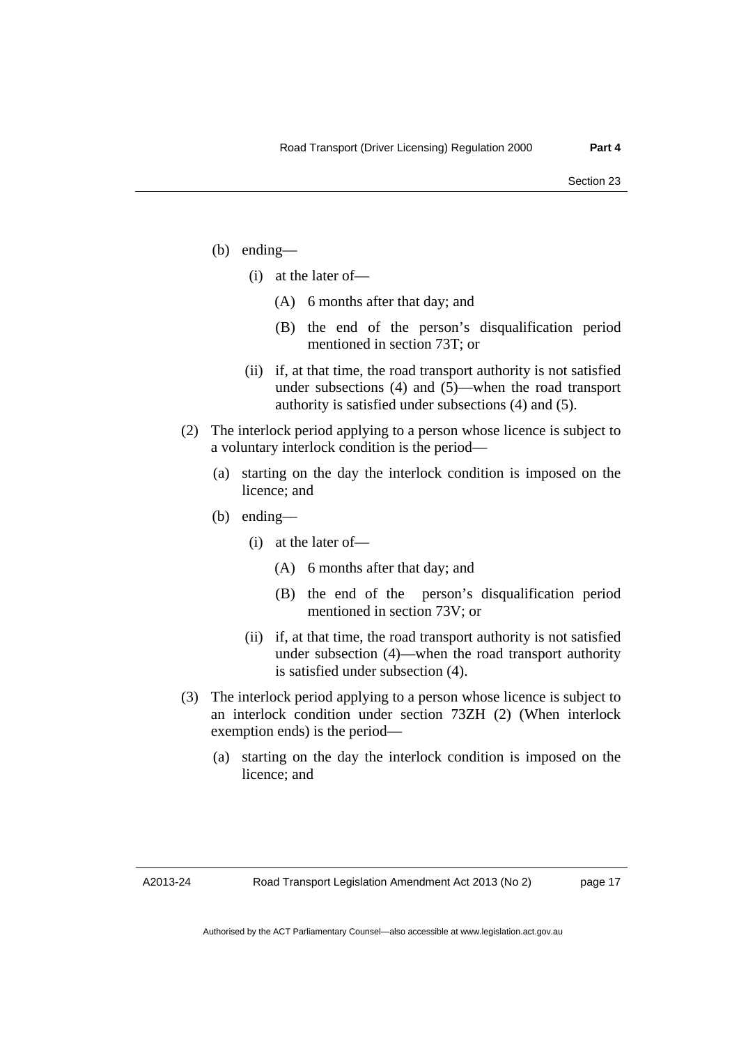(b) ending—

(i) at the later of—

(A) 6 months after that day; and

(B) the end of the person's disqualification period mentioned in section 73T; or

(ii) if, at that time, the road transport authority is not satisfied under subsections (4) and (5)—when the road transport authority is satisfied under subsections (4) and (5).

(2) The interlock period applying to a person whose licence is subject to a voluntary interlock condition is the period—

(a) starting on the day the interlock condition is imposed on the licence; and

(b) ending—

(i) at the later of—

(A) 6 months after that day; and

(B) the end of the person's disqualification period mentioned in section 73V; or

(ii) if, at that time, the road transport authority is not satisfied under subsection (4)—when the road transport authority is satisfied under subsection (4).

(3) The interlock period applying to a person whose licence is subject to an interlock condition under section 73ZH (2) (When interlock exemption ends) is the period—

(a) starting on the day the interlock condition is imposed on the licence; and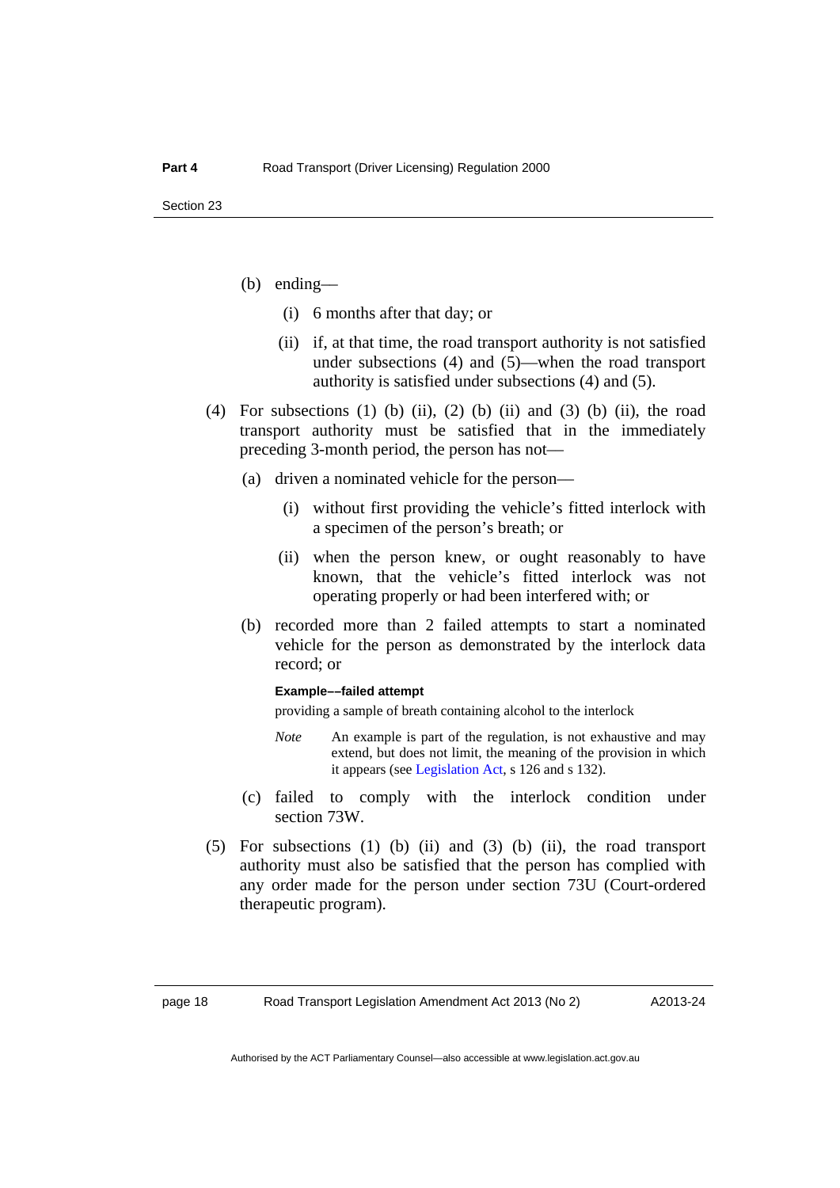(b) ending—

(i) 6 months after that day; or

(ii) if, at that time, the road transport authority is not satisfied under subsections (4) and (5)—when the road transport authority is satisfied under subsections (4) and (5).

(4) For subsections (1) (b) (ii), (2) (b) (ii) and (3) (b) (ii), the road transport authority must be satisfied that in the immediately preceding 3-month period, the person has not—

(a) driven a nominated vehicle for the person—

(i) without first providing the vehicle's fitted interlock with a specimen of the person's breath; or

(ii) when the person knew, or ought reasonably to have known, that the vehicle's fitted interlock was not operating properly or had been interfered with; or

(b) recorded more than 2 failed attempts to start a nominated vehicle for the person as demonstrated by the interlock data record; or

**Example––failed attempt**

providing a sample of breath containing alcohol to the interlock

*Note* An example is part of the regulation, is not exhaustive and may extend, but does not limit, the meaning of the provision in which it appears (see Legislation Act, s 126 and s 132).

(c) failed to comply with the interlock condition under section 73W.

(5) For subsections (1) (b) (ii) and (3) (b) (ii), the road transport authority must also be satisfied that the person has complied with any order made for the person under section 73U (Court-ordered therapeutic program).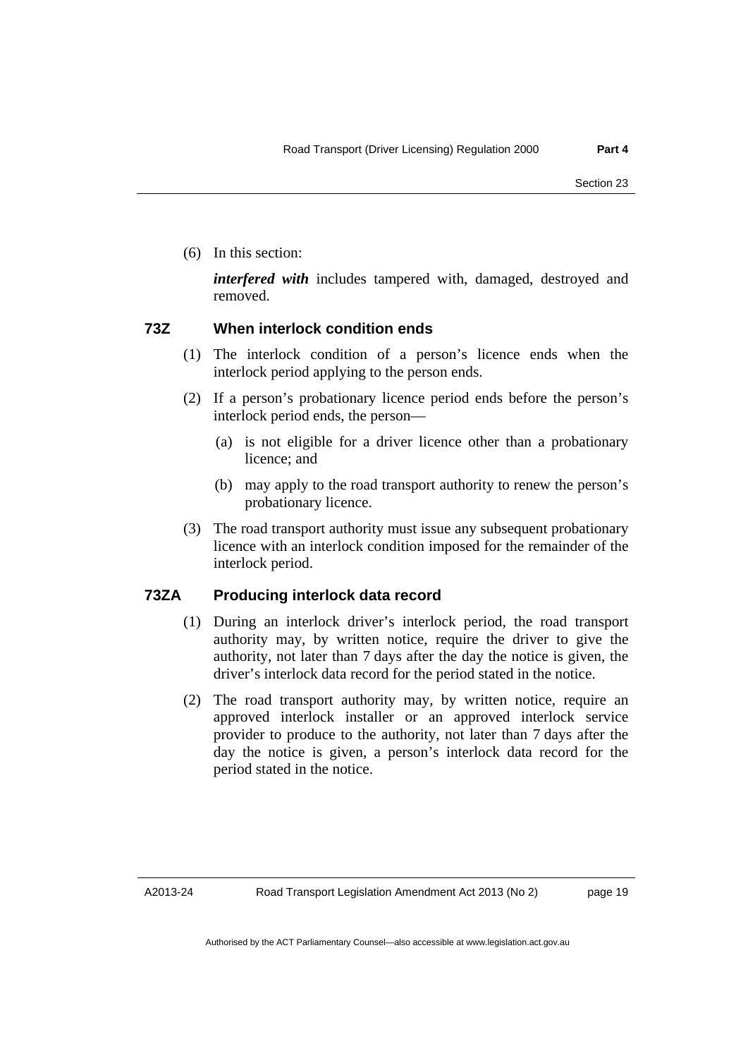(6) In this section:

***interfered with*** includes tampered with, damaged, destroyed and removed.

### 73Z When interlock condition ends

(1) The interlock condition of a person's licence ends when the interlock period applying to the person ends.

(2) If a person's probationary licence period ends before the person's interlock period ends, the person—

(a) is not eligible for a driver licence other than a probationary licence; and

(b) may apply to the road transport authority to renew the person's probationary licence.

(3) The road transport authority must issue any subsequent probationary licence with an interlock condition imposed for the remainder of the interlock period.

### 73ZA Producing interlock data record

(1) During an interlock driver's interlock period, the road transport authority may, by written notice, require the driver to give the authority, not later than 7 days after the day the notice is given, the driver's interlock data record for the period stated in the notice.

(2) The road transport authority may, by written notice, require an approved interlock installer or an approved interlock service provider to produce to the authority, not later than 7 days after the day the notice is given, a person's interlock data record for the period stated in the notice.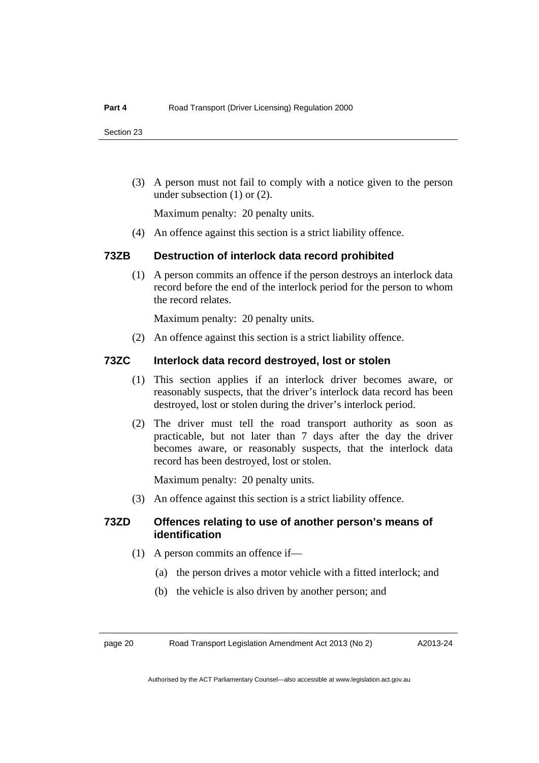(3) A person must not fail to comply with a notice given to the person under subsection (1) or (2).

Maximum penalty: 20 penalty units.

(4) An offence against this section is a strict liability offence.

### 73ZB Destruction of interlock data record prohibited

(1) A person commits an offence if the person destroys an interlock data record before the end of the interlock period for the person to whom the record relates.

Maximum penalty: 20 penalty units.

(2) An offence against this section is a strict liability offence.

### 73ZC Interlock data record destroyed, lost or stolen

(1) This section applies if an interlock driver becomes aware, or reasonably suspects, that the driver's interlock data record has been destroyed, lost or stolen during the driver's interlock period.

(2) The driver must tell the road transport authority as soon as practicable, but not later than 7 days after the day the driver becomes aware, or reasonably suspects, that the interlock data record has been destroyed, lost or stolen.

Maximum penalty: 20 penalty units.

(3) An offence against this section is a strict liability offence.

### 73ZD Offences relating to use of another person's means of identification

(1) A person commits an offence if—

(a) the person drives a motor vehicle with a fitted interlock; and

(b) the vehicle is also driven by another person; and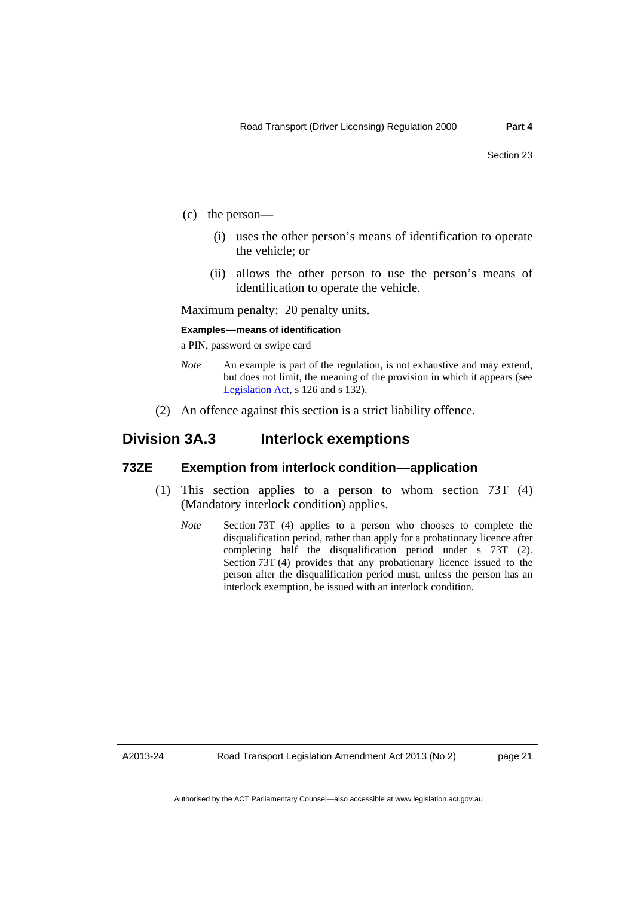(c) the person—

(i) uses the other person's means of identification to operate the vehicle; or

(ii) allows the other person to use the person's means of identification to operate the vehicle.

Maximum penalty: 20 penalty units.

**Examples––means of identification**

a PIN, password or swipe card

*Note* An example is part of the regulation, is not exhaustive and may extend, but does not limit, the meaning of the provision in which it appears (see Legislation Act, s 126 and s 132).

(2) An offence against this section is a strict liability offence.

## Division 3A.3 Interlock exemptions

### 73ZE Exemption from interlock condition––application

(1) This section applies to a person to whom section 73T (4) (Mandatory interlock condition) applies.

*Note* Section 73T (4) applies to a person who chooses to complete the disqualification period, rather than apply for a probationary licence after completing half the disqualification period under s 73T (2). Section 73T (4) provides that any probationary licence issued to the person after the disqualification period must, unless the person has an interlock exemption, be issued with an interlock condition.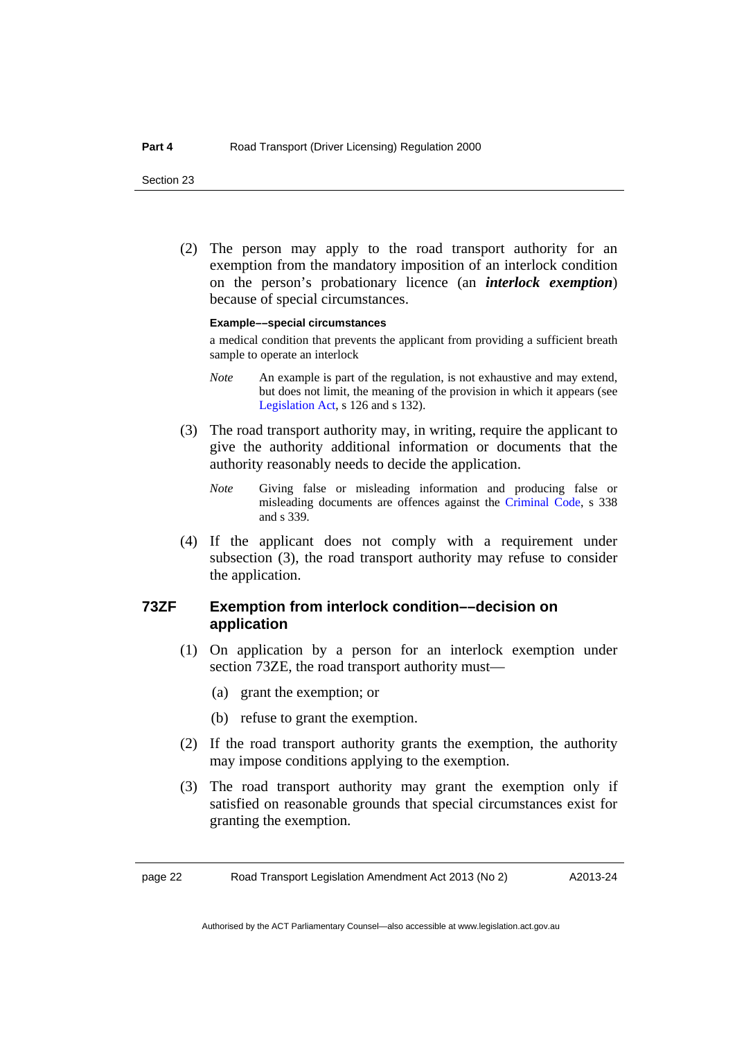(2) The person may apply to the road transport authority for an exemption from the mandatory imposition of an interlock condition on the person's probationary licence (an ***interlock exemption***) because of special circumstances.

**Example––special circumstances**

a medical condition that prevents the applicant from providing a sufficient breath sample to operate an interlock

*Note* An example is part of the regulation, is not exhaustive and may extend, but does not limit, the meaning of the provision in which it appears (see Legislation Act, s 126 and s 132).

(3) The road transport authority may, in writing, require the applicant to give the authority additional information or documents that the authority reasonably needs to decide the application.

*Note* Giving false or misleading information and producing false or misleading documents are offences against the Criminal Code, s 338 and s 339.

(4) If the applicant does not comply with a requirement under subsection (3), the road transport authority may refuse to consider the application.

### 73ZF Exemption from interlock condition––decision on application

(1) On application by a person for an interlock exemption under section 73ZE, the road transport authority must—

(a) grant the exemption; or

(b) refuse to grant the exemption.

(2) If the road transport authority grants the exemption, the authority may impose conditions applying to the exemption.

(3) The road transport authority may grant the exemption only if satisfied on reasonable grounds that special circumstances exist for granting the exemption.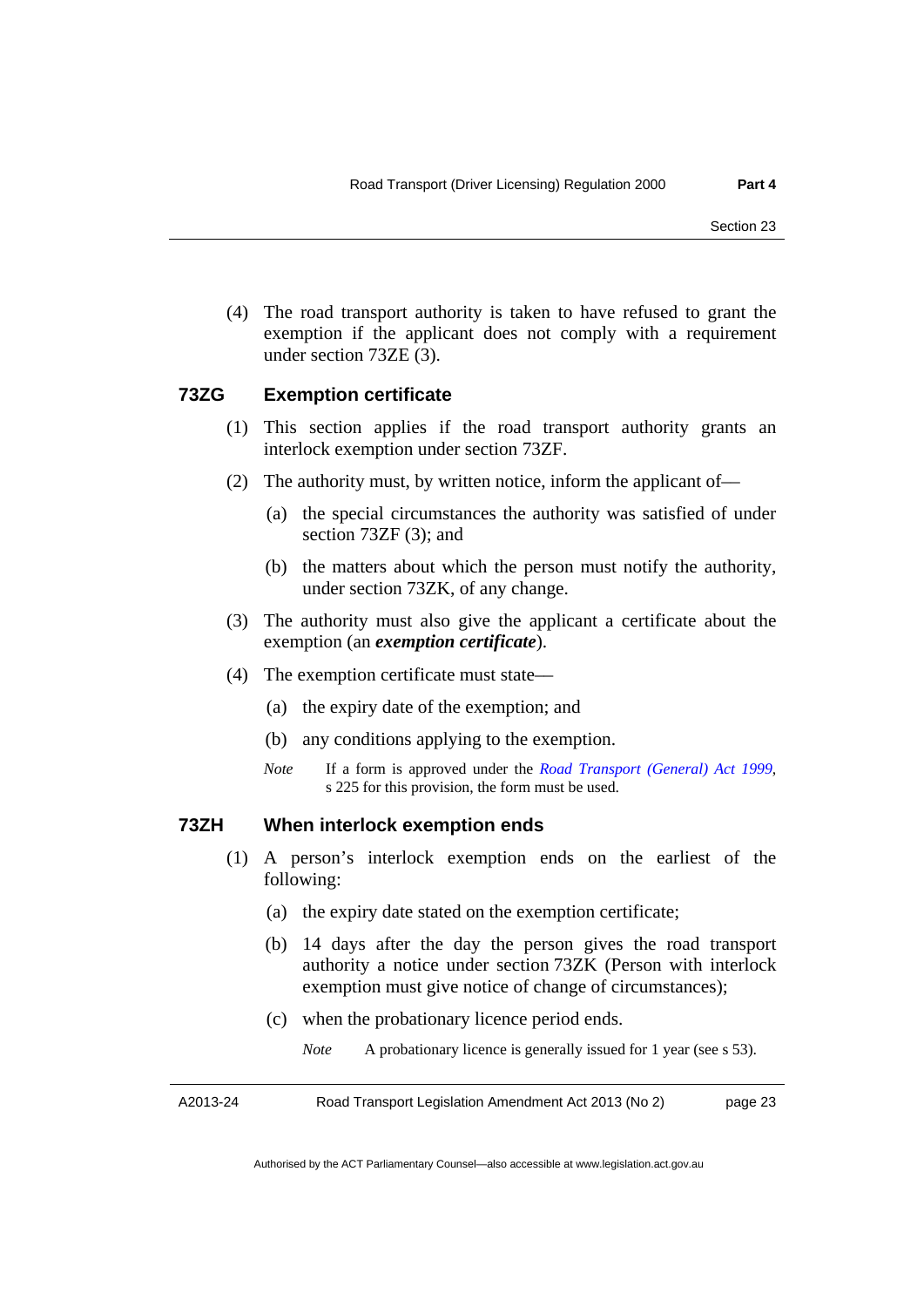(4) The road transport authority is taken to have refused to grant the exemption if the applicant does not comply with a requirement under section 73ZE (3).

### 73ZG Exemption certificate

(1) This section applies if the road transport authority grants an interlock exemption under section 73ZF.

(2) The authority must, by written notice, inform the applicant of—

(a) the special circumstances the authority was satisfied of under section 73ZF (3); and

(b) the matters about which the person must notify the authority, under section 73ZK, of any change.

(3) The authority must also give the applicant a certificate about the exemption (an ***exemption certificate***).

(4) The exemption certificate must state—

(a) the expiry date of the exemption; and

(b) any conditions applying to the exemption.

*Note* If a form is approved under the *Road Transport (General) Act 1999*, s 225 for this provision, the form must be used.

### 73ZH When interlock exemption ends

(1) A person's interlock exemption ends on the earliest of the following:

(a) the expiry date stated on the exemption certificate;

(b) 14 days after the day the person gives the road transport authority a notice under section 73ZK (Person with interlock exemption must give notice of change of circumstances);

(c) when the probationary licence period ends.

*Note* A probationary licence is generally issued for 1 year (see s 53).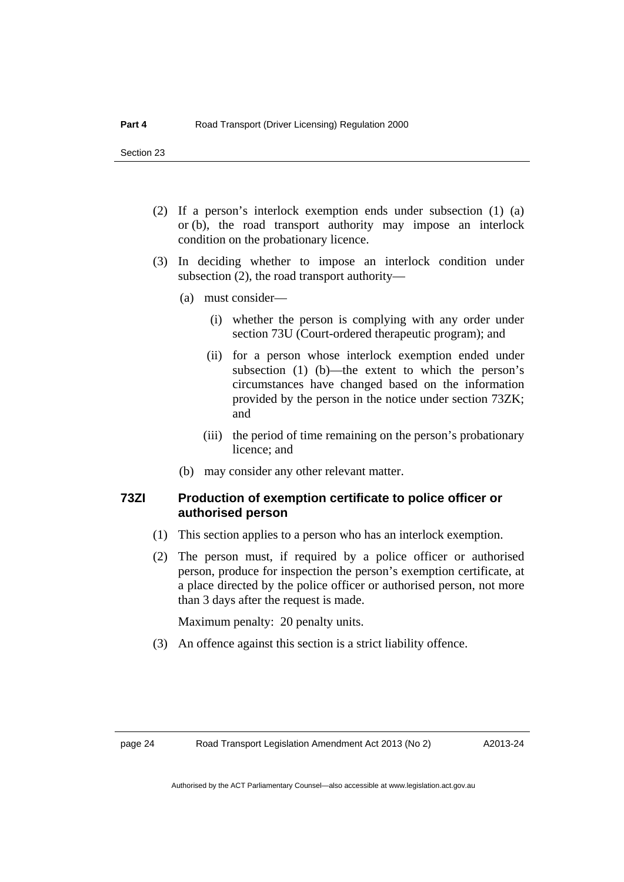(2) If a person's interlock exemption ends under subsection (1) (a) or (b), the road transport authority may impose an interlock condition on the probationary licence.

(3) In deciding whether to impose an interlock condition under subsection (2), the road transport authority—

(a) must consider—

(i) whether the person is complying with any order under section 73U (Court-ordered therapeutic program); and

(ii) for a person whose interlock exemption ended under subsection (1) (b)—the extent to which the person's circumstances have changed based on the information provided by the person in the notice under section 73ZK; and

(iii) the period of time remaining on the person's probationary licence; and

(b) may consider any other relevant matter.

### 73ZI Production of exemption certificate to police officer or authorised person

(1) This section applies to a person who has an interlock exemption.

(2) The person must, if required by a police officer or authorised person, produce for inspection the person's exemption certificate, at a place directed by the police officer or authorised person, not more than 3 days after the request is made.

Maximum penalty: 20 penalty units.

(3) An offence against this section is a strict liability offence.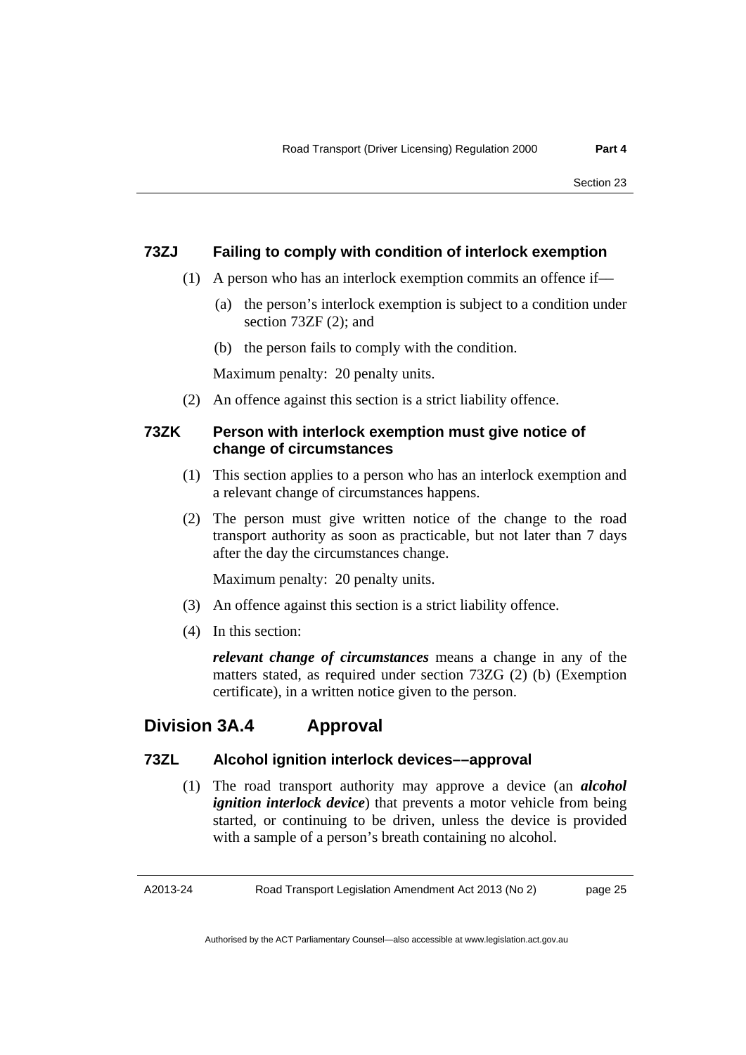### 73ZJ Failing to comply with condition of interlock exemption

(1) A person who has an interlock exemption commits an offence if—

(a) the person's interlock exemption is subject to a condition under section 73ZF (2); and

(b) the person fails to comply with the condition.

Maximum penalty: 20 penalty units.

(2) An offence against this section is a strict liability offence.

### 73ZK Person with interlock exemption must give notice of change of circumstances

(1) This section applies to a person who has an interlock exemption and a relevant change of circumstances happens.

(2) The person must give written notice of the change to the road transport authority as soon as practicable, but not later than 7 days after the day the circumstances change.

Maximum penalty: 20 penalty units.

(3) An offence against this section is a strict liability offence.

(4) In this section:

***relevant change of circumstances*** means a change in any of the matters stated, as required under section 73ZG (2) (b) (Exemption certificate), in a written notice given to the person.

## Division 3A.4 Approval

### 73ZL Alcohol ignition interlock devices––approval

(1) The road transport authority may approve a device (an ***alcohol ignition interlock device***) that prevents a motor vehicle from being started, or continuing to be driven, unless the device is provided with a sample of a person's breath containing no alcohol.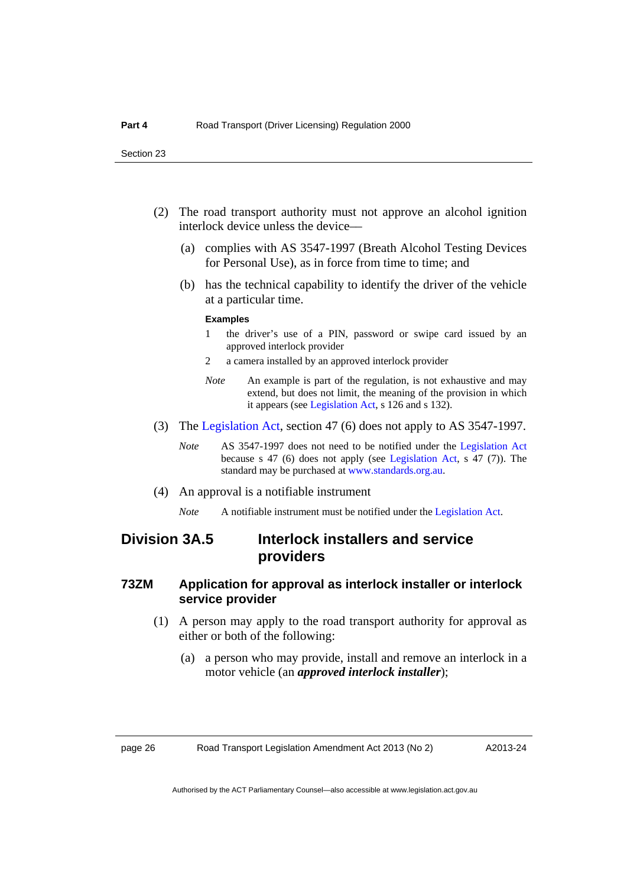(2) The road transport authority must not approve an alcohol ignition interlock device unless the device—

(a) complies with AS 3547-1997 (Breath Alcohol Testing Devices for Personal Use), as in force from time to time; and

(b) has the technical capability to identify the driver of the vehicle at a particular time.

**Examples**

1 the driver's use of a PIN, password or swipe card issued by an approved interlock provider

2 a camera installed by an approved interlock provider

*Note* An example is part of the regulation, is not exhaustive and may extend, but does not limit, the meaning of the provision in which it appears (see Legislation Act, s 126 and s 132).

(3) The Legislation Act, section 47 (6) does not apply to AS 3547-1997.

*Note* AS 3547-1997 does not need to be notified under the Legislation Act because s 47 (6) does not apply (see Legislation Act, s 47 (7)). The standard may be purchased at www.standards.org.au.

(4) An approval is a notifiable instrument

*Note* A notifiable instrument must be notified under the Legislation Act.

## Division 3A.5 Interlock installers and service providers

### 73ZM Application for approval as interlock installer or interlock service provider

(1) A person may apply to the road transport authority for approval as either or both of the following:

(a) a person who may provide, install and remove an interlock in a motor vehicle (an ***approved interlock installer***);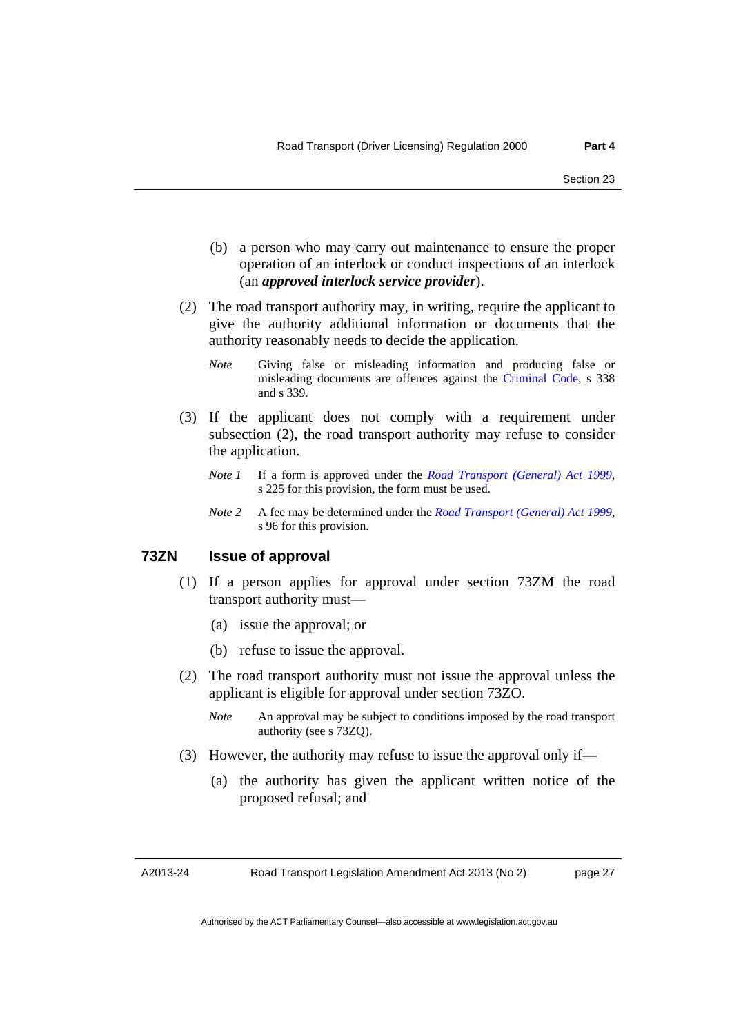(b) a person who may carry out maintenance to ensure the proper operation of an interlock or conduct inspections of an interlock (an ***approved interlock service provider***).

(2) The road transport authority may, in writing, require the applicant to give the authority additional information or documents that the authority reasonably needs to decide the application.

*Note* Giving false or misleading information and producing false or misleading documents are offences against the Criminal Code, s 338 and s 339.

(3) If the applicant does not comply with a requirement under subsection (2), the road transport authority may refuse to consider the application.

*Note 1* If a form is approved under the *Road Transport (General) Act 1999*, s 225 for this provision, the form must be used.

*Note 2* A fee may be determined under the *Road Transport (General) Act 1999*, s 96 for this provision.

### 73ZN Issue of approval

(1) If a person applies for approval under section 73ZM the road transport authority must—

(a) issue the approval; or

(b) refuse to issue the approval.

(2) The road transport authority must not issue the approval unless the applicant is eligible for approval under section 73ZO.

*Note* An approval may be subject to conditions imposed by the road transport authority (see s 73ZQ).

(3) However, the authority may refuse to issue the approval only if—

(a) the authority has given the applicant written notice of the proposed refusal; and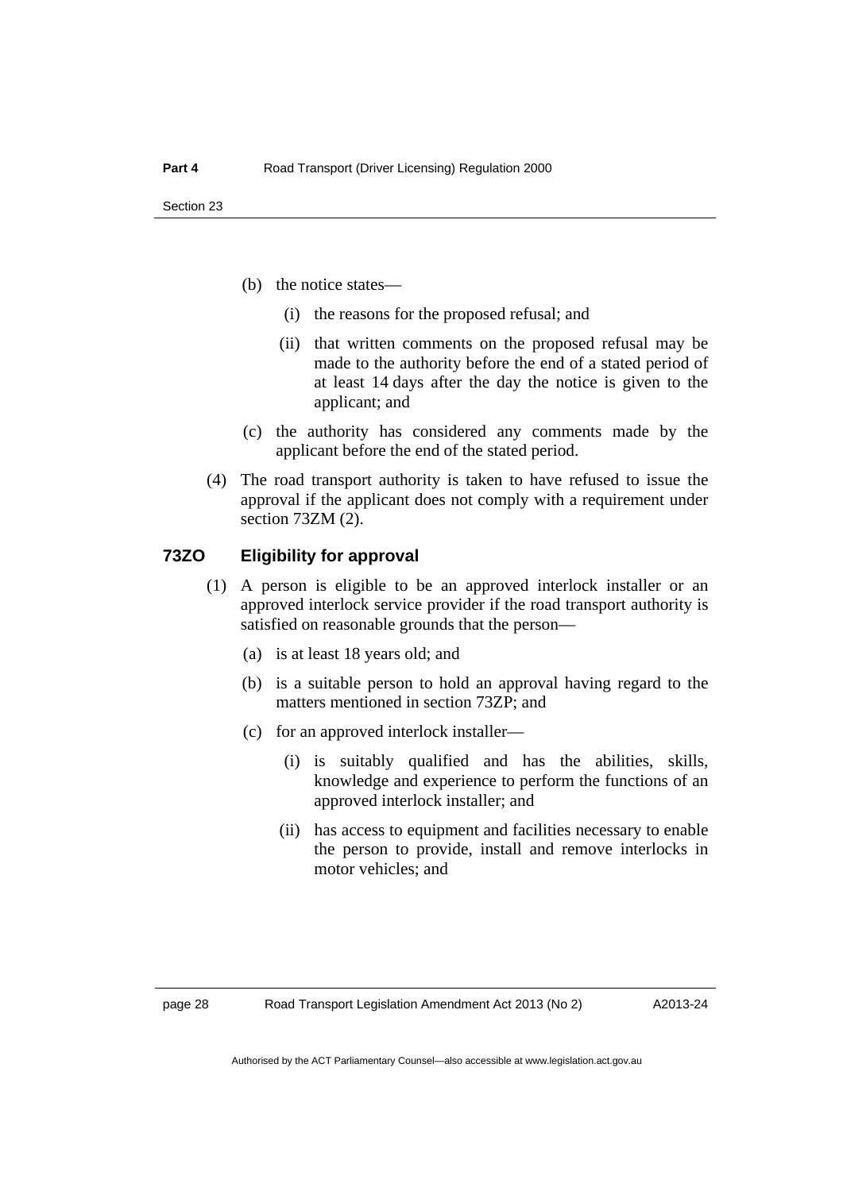(b) the notice states—

  (i) the reasons for the proposed refusal; and

  (ii) that written comments on the proposed refusal may be made to the authority before the end of a stated period of at least 14 days after the day the notice is given to the applicant; and

(c) the authority has considered any comments made by the applicant before the end of the stated period.

(4) The road transport authority is taken to have refused to issue the approval if the applicant does not comply with a requirement under section 73ZM (2).

### 73ZO Eligibility for approval

(1) A person is eligible to be an approved interlock installer or an approved interlock service provider if the road transport authority is satisfied on reasonable grounds that the person—

  (a) is at least 18 years old; and

  (b) is a suitable person to hold an approval having regard to the matters mentioned in section 73ZP; and

  (c) for an approved interlock installer—

    (i) is suitably qualified and has the abilities, skills, knowledge and experience to perform the functions of an approved interlock installer; and

    (ii) has access to equipment and facilities necessary to enable the person to provide, install and remove interlocks in motor vehicles; and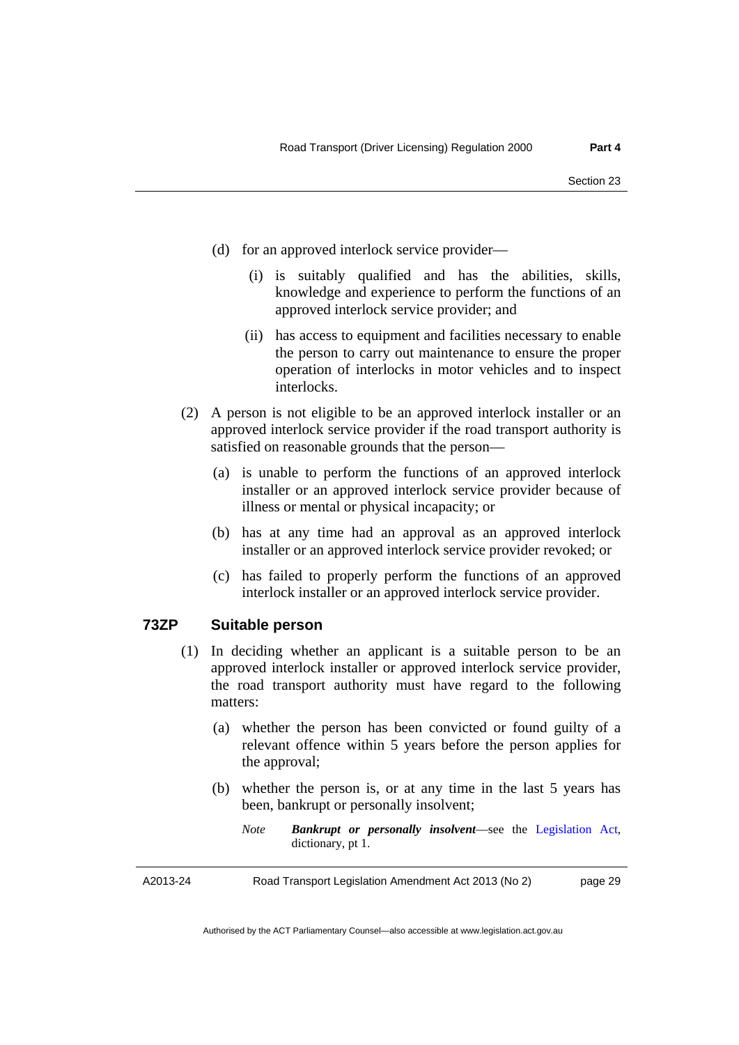(d) for an approved interlock service provider—

    (i) is suitably qualified and has the abilities, skills, knowledge and experience to perform the functions of an approved interlock service provider; and

    (ii) has access to equipment and facilities necessary to enable the person to carry out maintenance to ensure the proper operation of interlocks in motor vehicles and to inspect interlocks.

(2) A person is not eligible to be an approved interlock installer or an approved interlock service provider if the road transport authority is satisfied on reasonable grounds that the person—

    (a) is unable to perform the functions of an approved interlock installer or an approved interlock service provider because of illness or mental or physical incapacity; or

    (b) has at any time had an approval as an approved interlock installer or an approved interlock service provider revoked; or

    (c) has failed to properly perform the functions of an approved interlock installer or an approved interlock service provider.

### 73ZP Suitable person

(1) In deciding whether an applicant is a suitable person to be an approved interlock installer or approved interlock service provider, the road transport authority must have regard to the following matters:

    (a) whether the person has been convicted or found guilty of a relevant offence within 5 years before the person applies for the approval;

    (b) whether the person is, or at any time in the last 5 years has been, bankrupt or personally insolvent;

    *Note* ***Bankrupt or personally insolvent***—see the Legislation Act, dictionary, pt 1.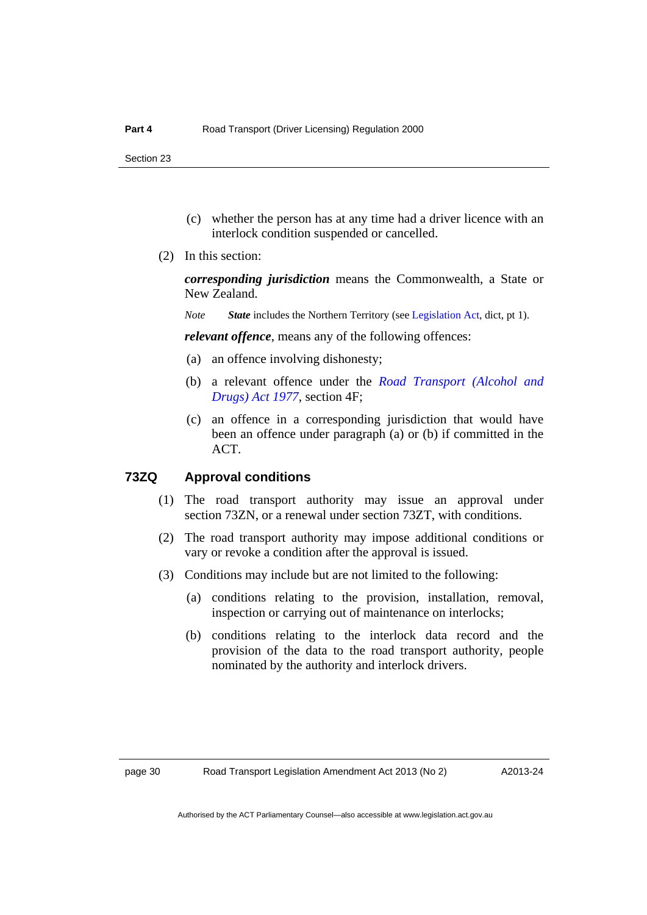(c) whether the person has at any time had a driver licence with an interlock condition suspended or cancelled.

(2) In this section:

***corresponding jurisdiction*** means the Commonwealth, a State or New Zealand.

*Note* ***State*** includes the Northern Territory (see Legislation Act, dict, pt 1).

***relevant offence***, means any of the following offences:

(a) an offence involving dishonesty;

(b) a relevant offence under the *Road Transport (Alcohol and Drugs) Act 1977*, section 4F;

(c) an offence in a corresponding jurisdiction that would have been an offence under paragraph (a) or (b) if committed in the ACT.

### 73ZQ Approval conditions

(1) The road transport authority may issue an approval under section 73ZN, or a renewal under section 73ZT, with conditions.

(2) The road transport authority may impose additional conditions or vary or revoke a condition after the approval is issued.

(3) Conditions may include but are not limited to the following:

(a) conditions relating to the provision, installation, removal, inspection or carrying out of maintenance on interlocks;

(b) conditions relating to the interlock data record and the provision of the data to the road transport authority, people nominated by the authority and interlock drivers.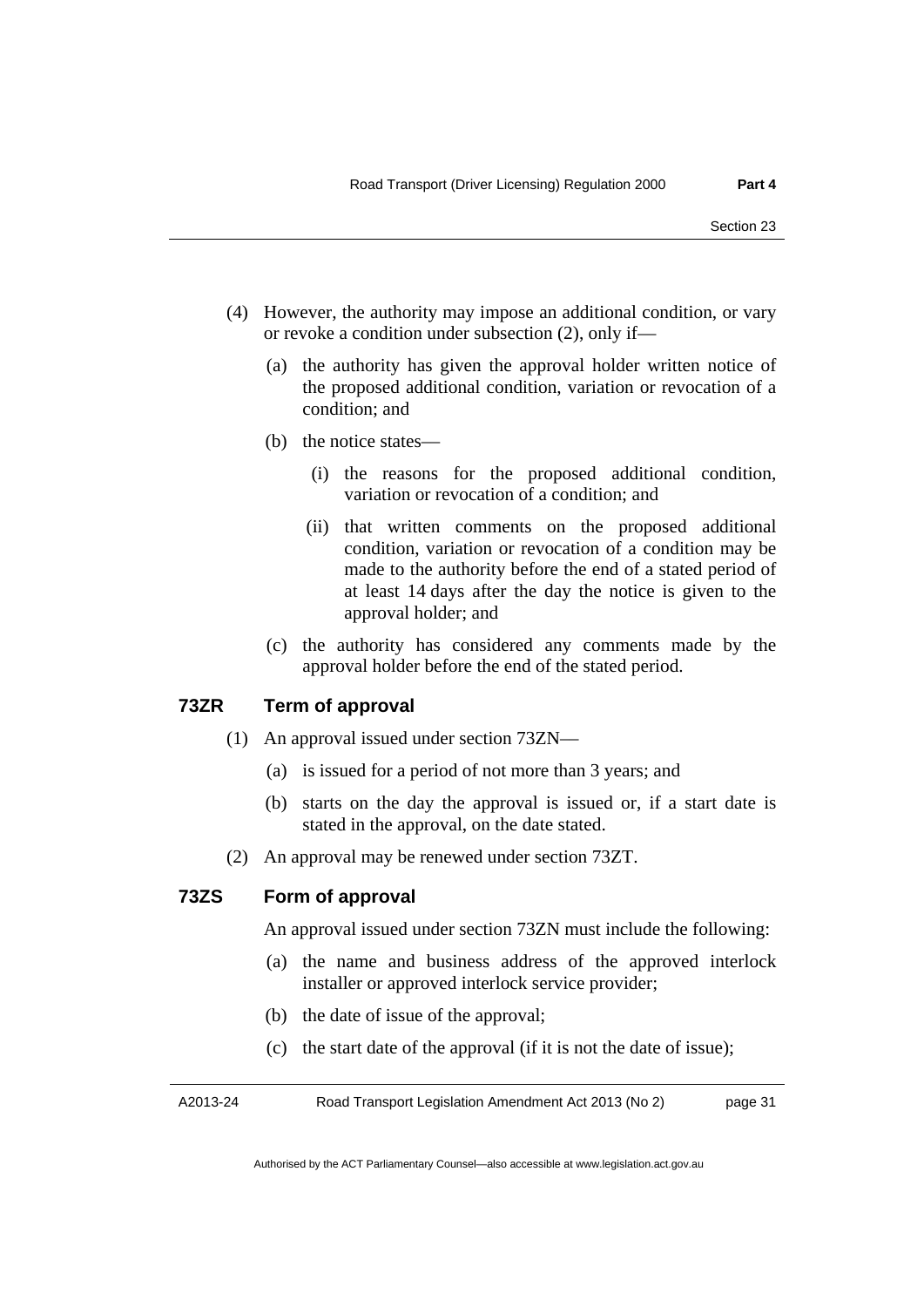(4) However, the authority may impose an additional condition, or vary or revoke a condition under subsection (2), only if—

  (a) the authority has given the approval holder written notice of the proposed additional condition, variation or revocation of a condition; and

  (b) the notice states—

    (i) the reasons for the proposed additional condition, variation or revocation of a condition; and

    (ii) that written comments on the proposed additional condition, variation or revocation of a condition may be made to the authority before the end of a stated period of at least 14 days after the day the notice is given to the approval holder; and

  (c) the authority has considered any comments made by the approval holder before the end of the stated period.

### 73ZR Term of approval

(1) An approval issued under section 73ZN—

  (a) is issued for a period of not more than 3 years; and

  (b) starts on the day the approval is issued or, if a start date is stated in the approval, on the date stated.

(2) An approval may be renewed under section 73ZT.

### 73ZS Form of approval

An approval issued under section 73ZN must include the following:

  (a) the name and business address of the approved interlock installer or approved interlock service provider;

  (b) the date of issue of the approval;

  (c) the start date of the approval (if it is not the date of issue);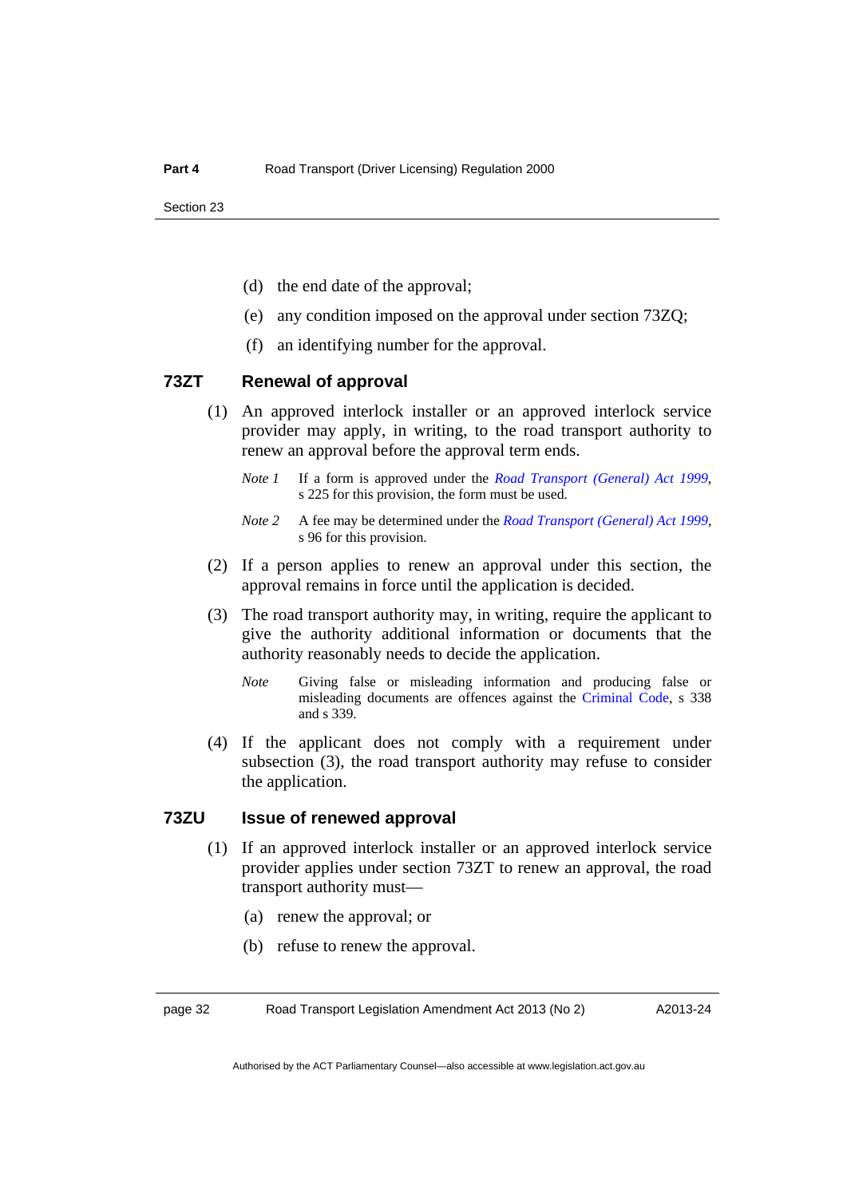(d) the end date of the approval;

(e) any condition imposed on the approval under section 73ZQ;

(f) an identifying number for the approval.

### 73ZT Renewal of approval

(1) An approved interlock installer or an approved interlock service provider may apply, in writing, to the road transport authority to renew an approval before the approval term ends.

*Note 1* If a form is approved under the *Road Transport (General) Act 1999*, s 225 for this provision, the form must be used.

*Note 2* A fee may be determined under the *Road Transport (General) Act 1999*, s 96 for this provision.

(2) If a person applies to renew an approval under this section, the approval remains in force until the application is decided.

(3) The road transport authority may, in writing, require the applicant to give the authority additional information or documents that the authority reasonably needs to decide the application.

*Note* Giving false or misleading information and producing false or misleading documents are offences against the Criminal Code, s 338 and s 339.

(4) If the applicant does not comply with a requirement under subsection (3), the road transport authority may refuse to consider the application.

### 73ZU Issue of renewed approval

(1) If an approved interlock installer or an approved interlock service provider applies under section 73ZT to renew an approval, the road transport authority must—

(a) renew the approval; or

(b) refuse to renew the approval.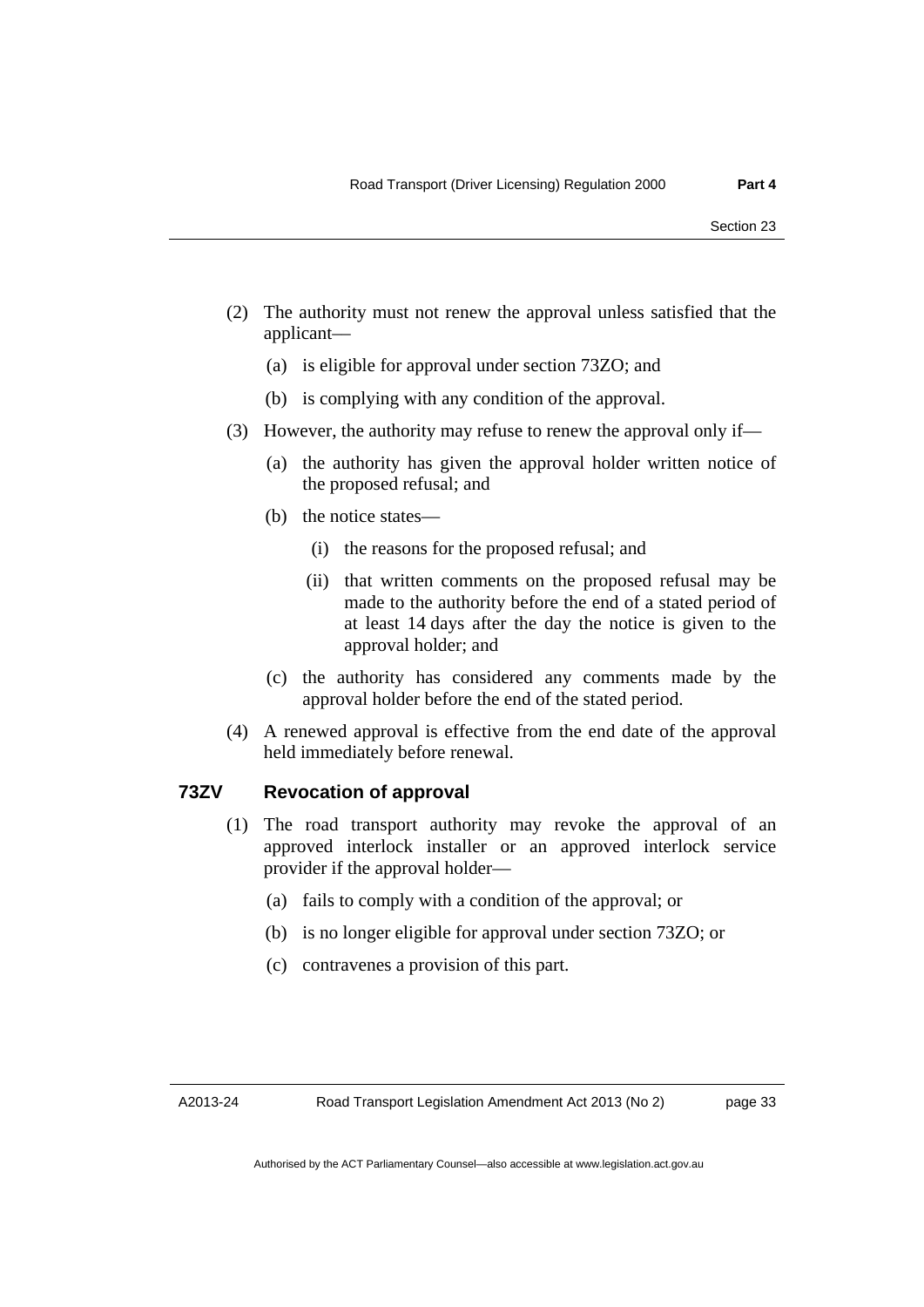(2) The authority must not renew the approval unless satisfied that the applicant—

(a) is eligible for approval under section 73ZO; and

(b) is complying with any condition of the approval.

(3) However, the authority may refuse to renew the approval only if—

(a) the authority has given the approval holder written notice of the proposed refusal; and

(b) the notice states—

(i) the reasons for the proposed refusal; and

(ii) that written comments on the proposed refusal may be made to the authority before the end of a stated period of at least 14 days after the day the notice is given to the approval holder; and

(c) the authority has considered any comments made by the approval holder before the end of the stated period.

(4) A renewed approval is effective from the end date of the approval held immediately before renewal.

### 73ZV Revocation of approval

(1) The road transport authority may revoke the approval of an approved interlock installer or an approved interlock service provider if the approval holder—

(a) fails to comply with a condition of the approval; or

(b) is no longer eligible for approval under section 73ZO; or

(c) contravenes a provision of this part.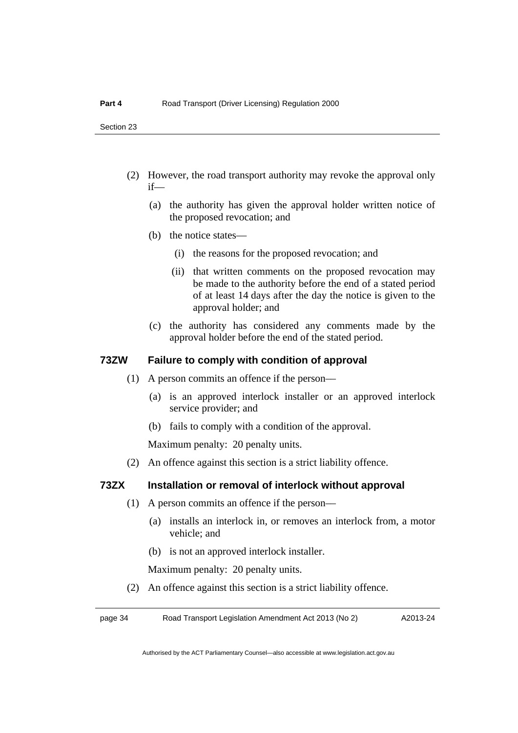(2) However, the road transport authority may revoke the approval only if—

(a) the authority has given the approval holder written notice of the proposed revocation; and

(b) the notice states—

(i) the reasons for the proposed revocation; and

(ii) that written comments on the proposed revocation may be made to the authority before the end of a stated period of at least 14 days after the day the notice is given to the approval holder; and

(c) the authority has considered any comments made by the approval holder before the end of the stated period.

### 73ZW Failure to comply with condition of approval

(1) A person commits an offence if the person—

(a) is an approved interlock installer or an approved interlock service provider; and

(b) fails to comply with a condition of the approval.

Maximum penalty: 20 penalty units.

(2) An offence against this section is a strict liability offence.

### 73ZX Installation or removal of interlock without approval

(1) A person commits an offence if the person—

(a) installs an interlock in, or removes an interlock from, a motor vehicle; and

(b) is not an approved interlock installer.

Maximum penalty: 20 penalty units.

(2) An offence against this section is a strict liability offence.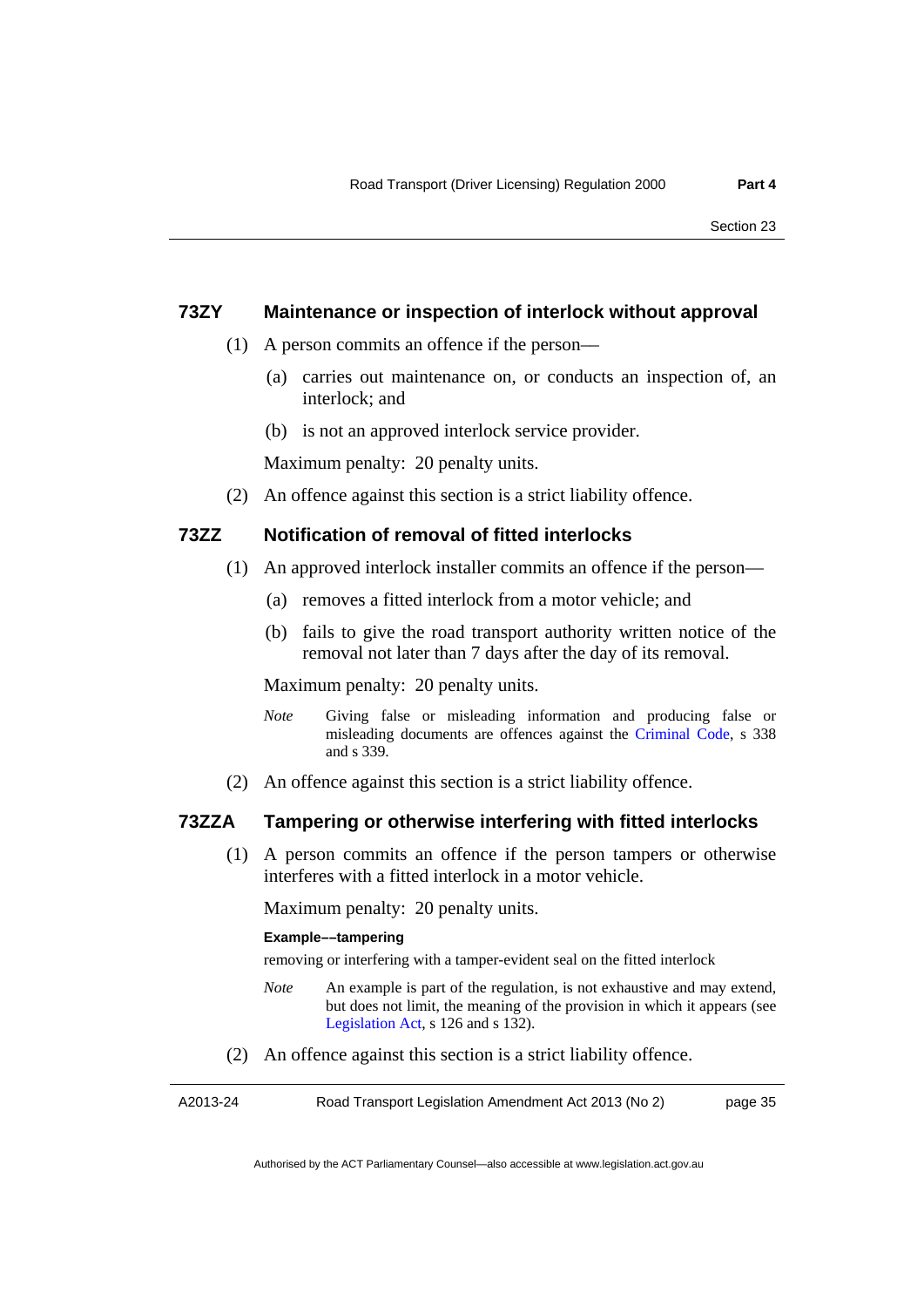### 73ZY Maintenance or inspection of interlock without approval

(1) A person commits an offence if the person—

(a) carries out maintenance on, or conducts an inspection of, an interlock; and

(b) is not an approved interlock service provider.

Maximum penalty: 20 penalty units.

(2) An offence against this section is a strict liability offence.

### 73ZZ Notification of removal of fitted interlocks

(1) An approved interlock installer commits an offence if the person—

(a) removes a fitted interlock from a motor vehicle; and

(b) fails to give the road transport authority written notice of the removal not later than 7 days after the day of its removal.

Maximum penalty: 20 penalty units.

*Note* Giving false or misleading information and producing false or misleading documents are offences against the Criminal Code, s 338 and s 339.

(2) An offence against this section is a strict liability offence.

### 73ZZA Tampering or otherwise interfering with fitted interlocks

(1) A person commits an offence if the person tampers or otherwise interferes with a fitted interlock in a motor vehicle.

Maximum penalty: 20 penalty units.

**Example––tampering**

removing or interfering with a tamper-evident seal on the fitted interlock

*Note* An example is part of the regulation, is not exhaustive and may extend, but does not limit, the meaning of the provision in which it appears (see Legislation Act, s 126 and s 132).

(2) An offence against this section is a strict liability offence.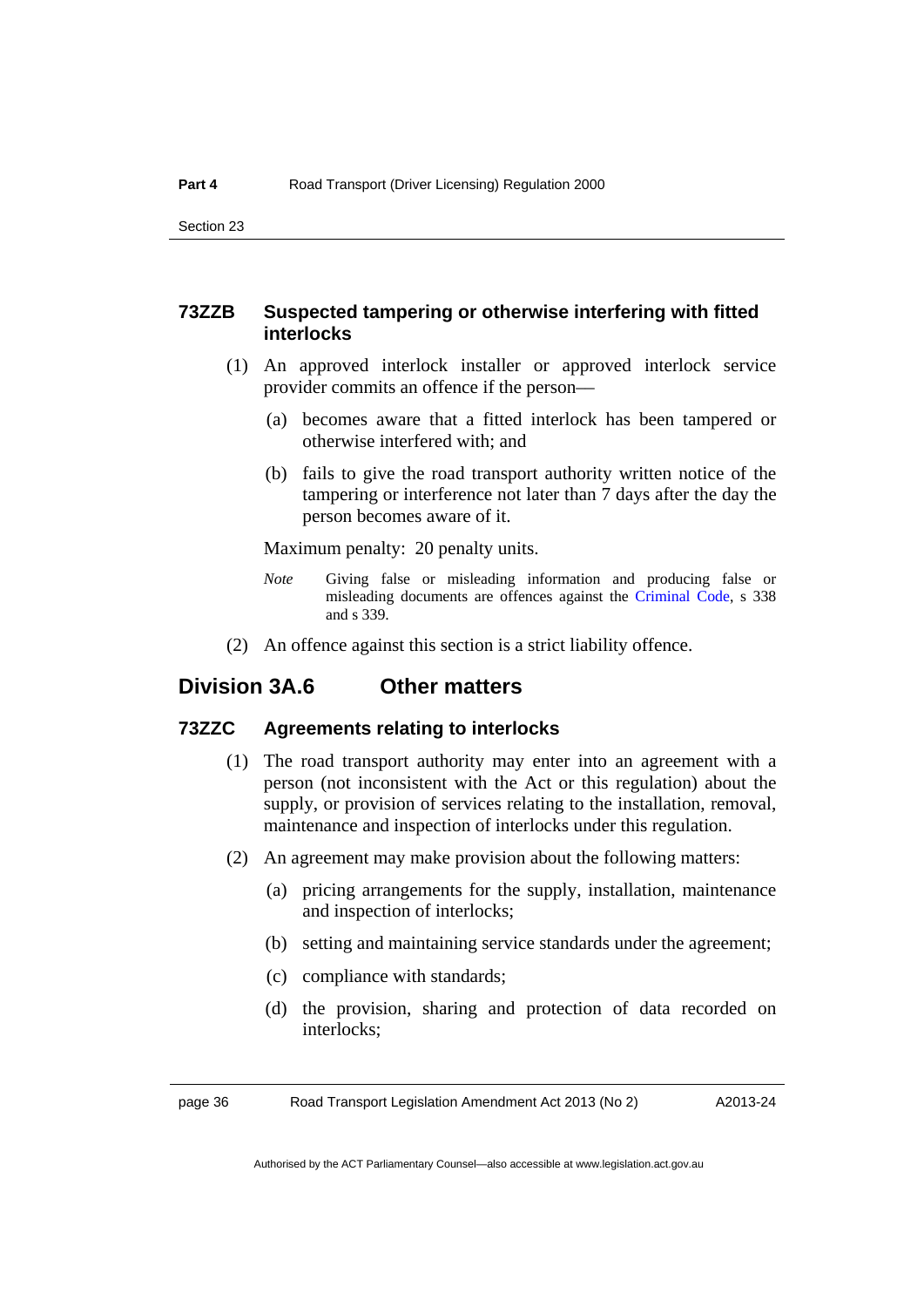### 73ZZB Suspected tampering or otherwise interfering with fitted interlocks

(1) An approved interlock installer or approved interlock service provider commits an offence if the person—

(a) becomes aware that a fitted interlock has been tampered or otherwise interfered with; and

(b) fails to give the road transport authority written notice of the tampering or interference not later than 7 days after the day the person becomes aware of it.

Maximum penalty: 20 penalty units.

*Note* Giving false or misleading information and producing false or misleading documents are offences against the Criminal Code, s 338 and s 339.

(2) An offence against this section is a strict liability offence.

## Division 3A.6 Other matters

### 73ZZC Agreements relating to interlocks

(1) The road transport authority may enter into an agreement with a person (not inconsistent with the Act or this regulation) about the supply, or provision of services relating to the installation, removal, maintenance and inspection of interlocks under this regulation.

(2) An agreement may make provision about the following matters:

(a) pricing arrangements for the supply, installation, maintenance and inspection of interlocks;

(b) setting and maintaining service standards under the agreement;

(c) compliance with standards;

(d) the provision, sharing and protection of data recorded on interlocks;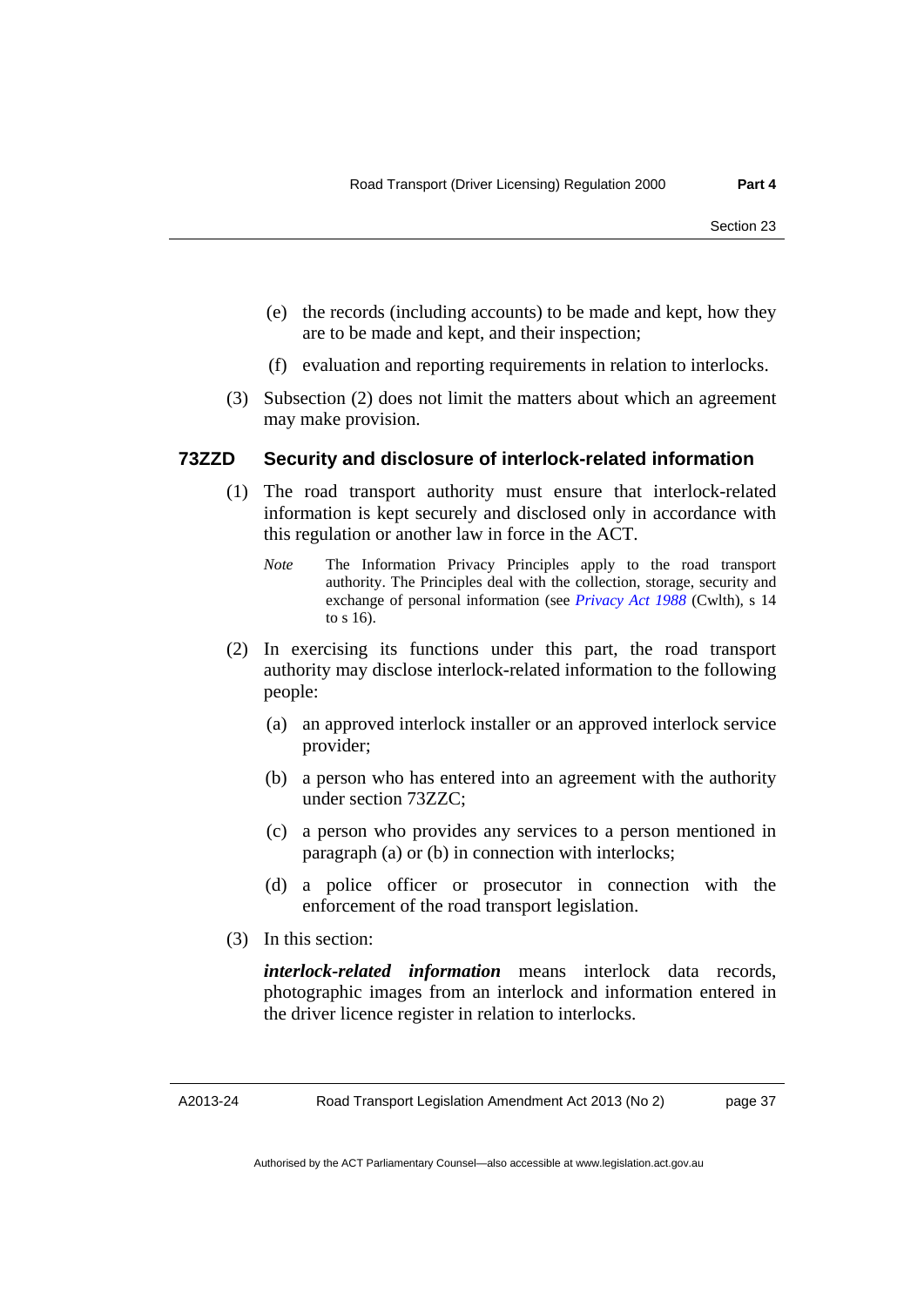(e) the records (including accounts) to be made and kept, how they are to be made and kept, and their inspection;

(f) evaluation and reporting requirements in relation to interlocks.

(3) Subsection (2) does not limit the matters about which an agreement may make provision.

### 73ZZD Security and disclosure of interlock-related information

(1) The road transport authority must ensure that interlock-related information is kept securely and disclosed only in accordance with this regulation or another law in force in the ACT.

*Note* The Information Privacy Principles apply to the road transport authority. The Principles deal with the collection, storage, security and exchange of personal information (see *Privacy Act 1988* (Cwlth), s 14 to s 16).

(2) In exercising its functions under this part, the road transport authority may disclose interlock-related information to the following people:

(a) an approved interlock installer or an approved interlock service provider;

(b) a person who has entered into an agreement with the authority under section 73ZZC;

(c) a person who provides any services to a person mentioned in paragraph (a) or (b) in connection with interlocks;

(d) a police officer or prosecutor in connection with the enforcement of the road transport legislation.

(3) In this section:

***interlock-related information*** means interlock data records, photographic images from an interlock and information entered in the driver licence register in relation to interlocks.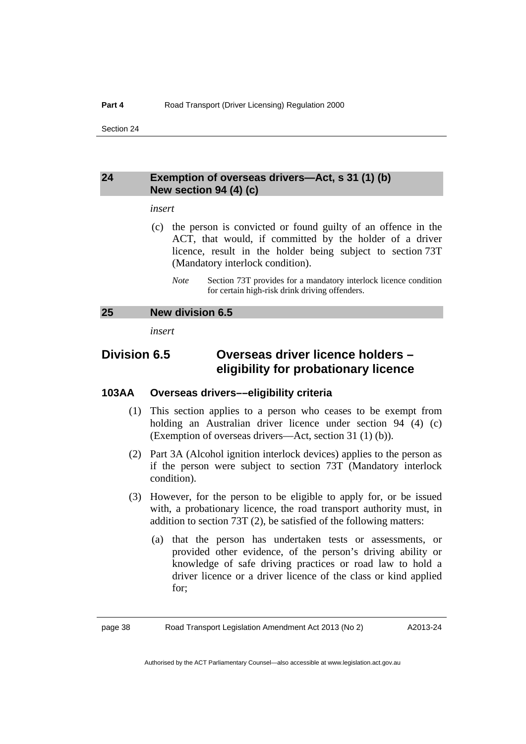## 24 Exemption of overseas drivers—Act, s 31 (1) (b) New section 94 (4) (c)

*insert*

(c) the person is convicted or found guilty of an offence in the ACT, that would, if committed by the holder of a driver licence, result in the holder being subject to section 73T (Mandatory interlock condition).

*Note* Section 73T provides for a mandatory interlock licence condition for certain high-risk drink driving offenders.

## 25 New division 6.5

*insert*

# Division 6.5 Overseas driver licence holders – eligibility for probationary licence

### 103AA Overseas drivers––eligibility criteria

(1) This section applies to a person who ceases to be exempt from holding an Australian driver licence under section 94 (4) (c) (Exemption of overseas drivers—Act, section 31 (1) (b)).

(2) Part 3A (Alcohol ignition interlock devices) applies to the person as if the person were subject to section 73T (Mandatory interlock condition).

(3) However, for the person to be eligible to apply for, or be issued with, a probationary licence, the road transport authority must, in addition to section 73T (2), be satisfied of the following matters:

(a) that the person has undertaken tests or assessments, or provided other evidence, of the person's driving ability or knowledge of safe driving practices or road law to hold a driver licence or a driver licence of the class or kind applied for;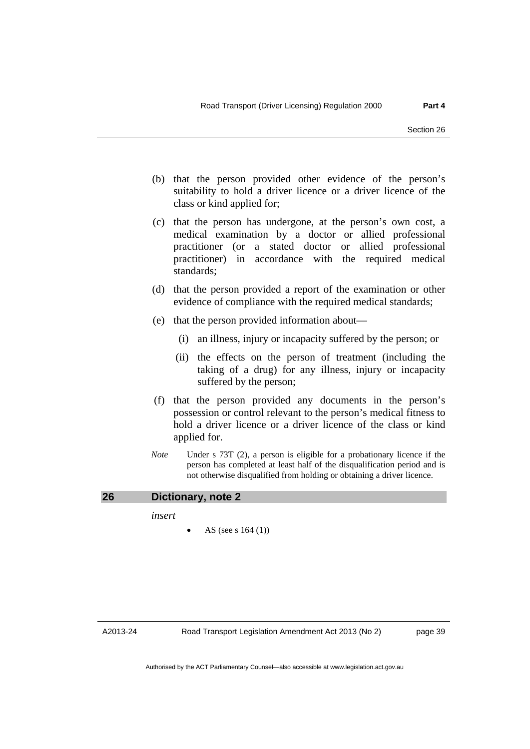(b) that the person provided other evidence of the person's suitability to hold a driver licence or a driver licence of the class or kind applied for;

(c) that the person has undergone, at the person's own cost, a medical examination by a doctor or allied professional practitioner (or a stated doctor or allied professional practitioner) in accordance with the required medical standards;

(d) that the person provided a report of the examination or other evidence of compliance with the required medical standards;

(e) that the person provided information about—

  (i) an illness, injury or incapacity suffered by the person; or

  (ii) the effects on the person of treatment (including the taking of a drug) for any illness, injury or incapacity suffered by the person;

(f) that the person provided any documents in the person's possession or control relevant to the person's medical fitness to hold a driver licence or a driver licence of the class or kind applied for.

*Note* Under s 73T (2), a person is eligible for a probationary licence if the person has completed at least half of the disqualification period and is not otherwise disqualified from holding or obtaining a driver licence.

## 26 Dictionary, note 2

*insert*

- AS (see s 164 (1))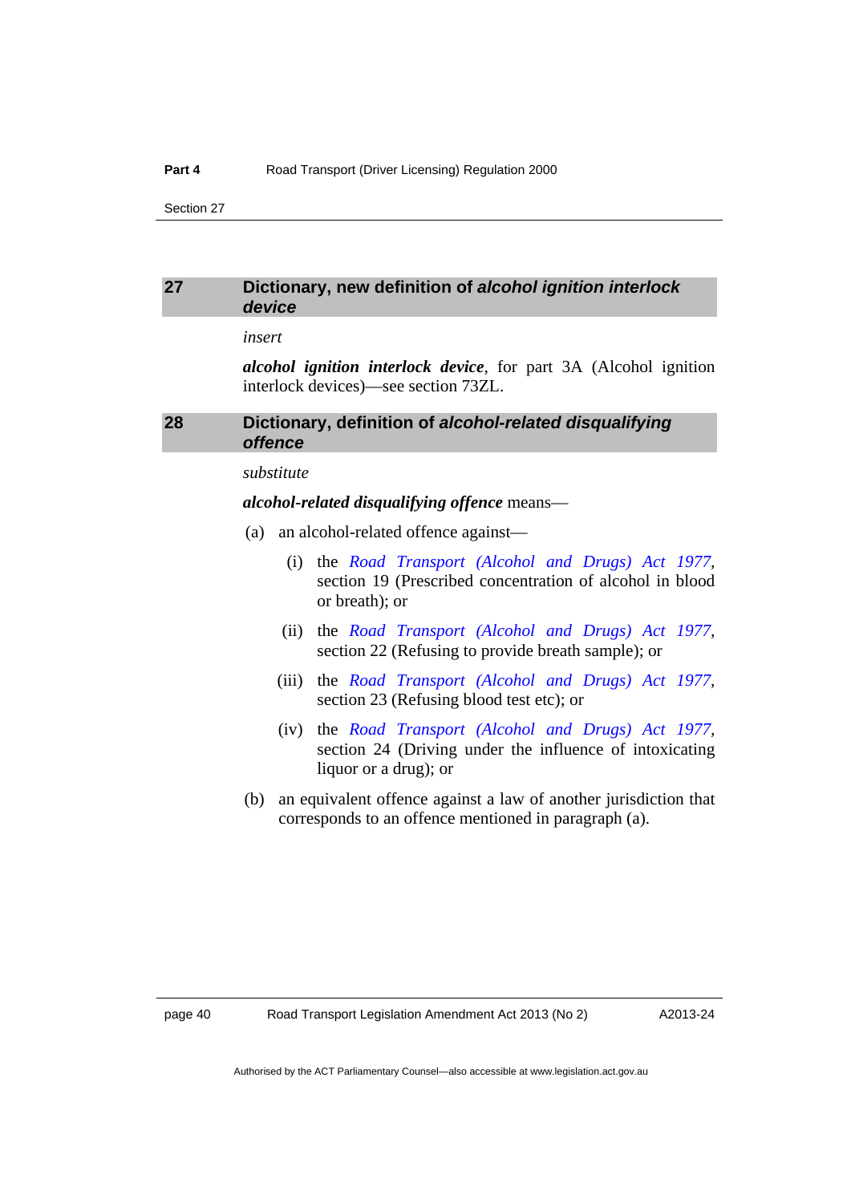## 27 Dictionary, new definition of *alcohol ignition interlock device*

*insert*

***alcohol ignition interlock device***, for part 3A (Alcohol ignition interlock devices)—see section 73ZL.

## 28 Dictionary, definition of *alcohol-related disqualifying offence*

*substitute*

***alcohol-related disqualifying offence*** means—

(a) an alcohol-related offence against—

(i) the *Road Transport (Alcohol and Drugs) Act 1977*, section 19 (Prescribed concentration of alcohol in blood or breath); or

(ii) the *Road Transport (Alcohol and Drugs) Act 1977*, section 22 (Refusing to provide breath sample); or

(iii) the *Road Transport (Alcohol and Drugs) Act 1977*, section 23 (Refusing blood test etc); or

(iv) the *Road Transport (Alcohol and Drugs) Act 1977*, section 24 (Driving under the influence of intoxicating liquor or a drug); or

(b) an equivalent offence against a law of another jurisdiction that corresponds to an offence mentioned in paragraph (a).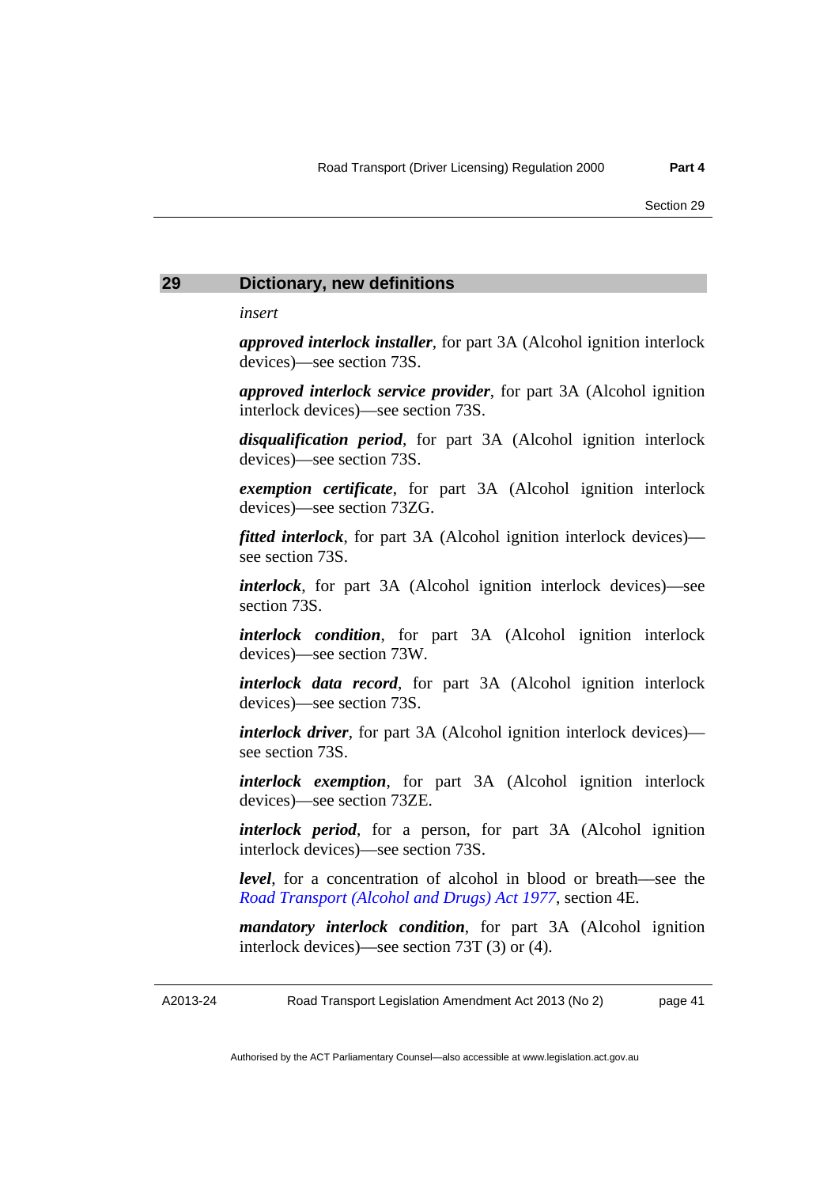## 29 Dictionary, new definitions

*insert*

***approved interlock installer***, for part 3A (Alcohol ignition interlock devices)—see section 73S.

***approved interlock service provider***, for part 3A (Alcohol ignition interlock devices)—see section 73S.

***disqualification period***, for part 3A (Alcohol ignition interlock devices)—see section 73S.

***exemption certificate***, for part 3A (Alcohol ignition interlock devices)—see section 73ZG.

***fitted interlock***, for part 3A (Alcohol ignition interlock devices)—see section 73S.

***interlock***, for part 3A (Alcohol ignition interlock devices)—see section 73S.

***interlock condition***, for part 3A (Alcohol ignition interlock devices)—see section 73W.

***interlock data record***, for part 3A (Alcohol ignition interlock devices)—see section 73S.

***interlock driver***, for part 3A (Alcohol ignition interlock devices)—see section 73S.

***interlock exemption***, for part 3A (Alcohol ignition interlock devices)—see section 73ZE.

***interlock period***, for a person, for part 3A (Alcohol ignition interlock devices)—see section 73S.

***level***, for a concentration of alcohol in blood or breath—see the *Road Transport (Alcohol and Drugs) Act 1977*, section 4E.

***mandatory interlock condition***, for part 3A (Alcohol ignition interlock devices)—see section 73T (3) or (4).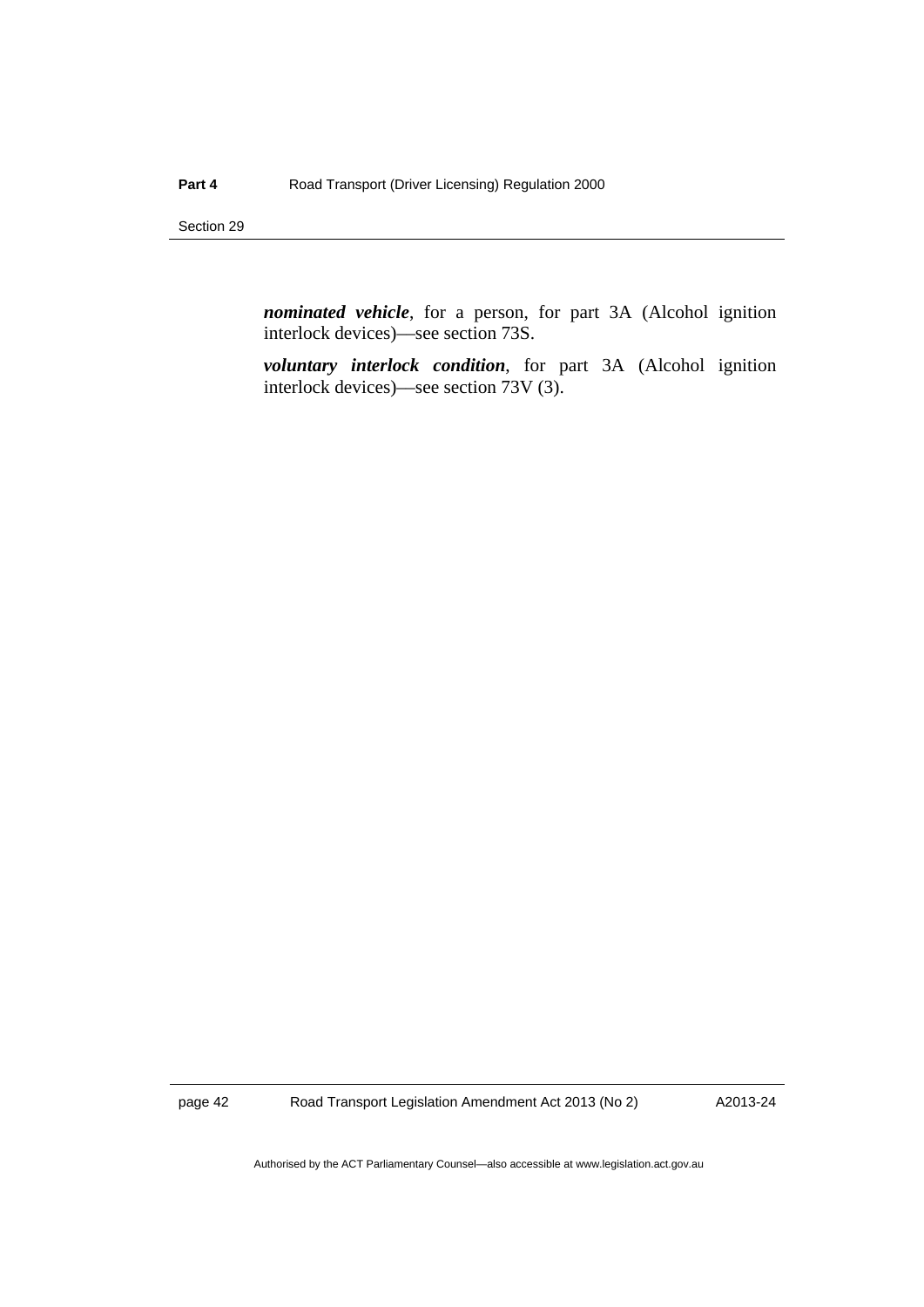***nominated vehicle***, for a person, for part 3A (Alcohol ignition interlock devices)—see section 73S.

***voluntary interlock condition***, for part 3A (Alcohol ignition interlock devices)—see section 73V (3).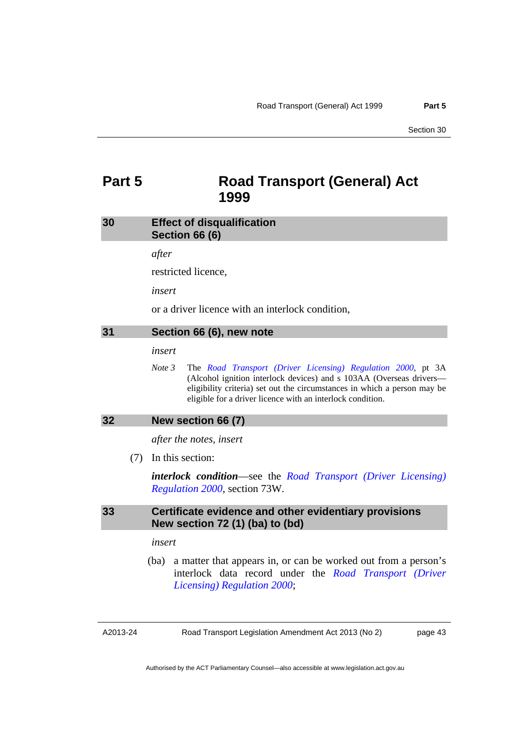# Part 5 Road Transport (General) Act 1999

## 30 Effect of disqualification Section 66 (6)

*after*

restricted licence,

*insert*

or a driver licence with an interlock condition,

## 31 Section 66 (6), new note

*insert*

*Note 3* The *Road Transport (Driver Licensing) Regulation 2000*, pt 3A (Alcohol ignition interlock devices) and s 103AA (Overseas drivers—eligibility criteria) set out the circumstances in which a person may be eligible for a driver licence with an interlock condition.

## 32 New section 66 (7)

*after the notes, insert*

(7) In this section:

***interlock condition***—see the *Road Transport (Driver Licensing) Regulation 2000*, section 73W.

## 33 Certificate evidence and other evidentiary provisions New section 72 (1) (ba) to (bd)

*insert*

(ba) a matter that appears in, or can be worked out from a person's interlock data record under the *Road Transport (Driver Licensing) Regulation 2000*;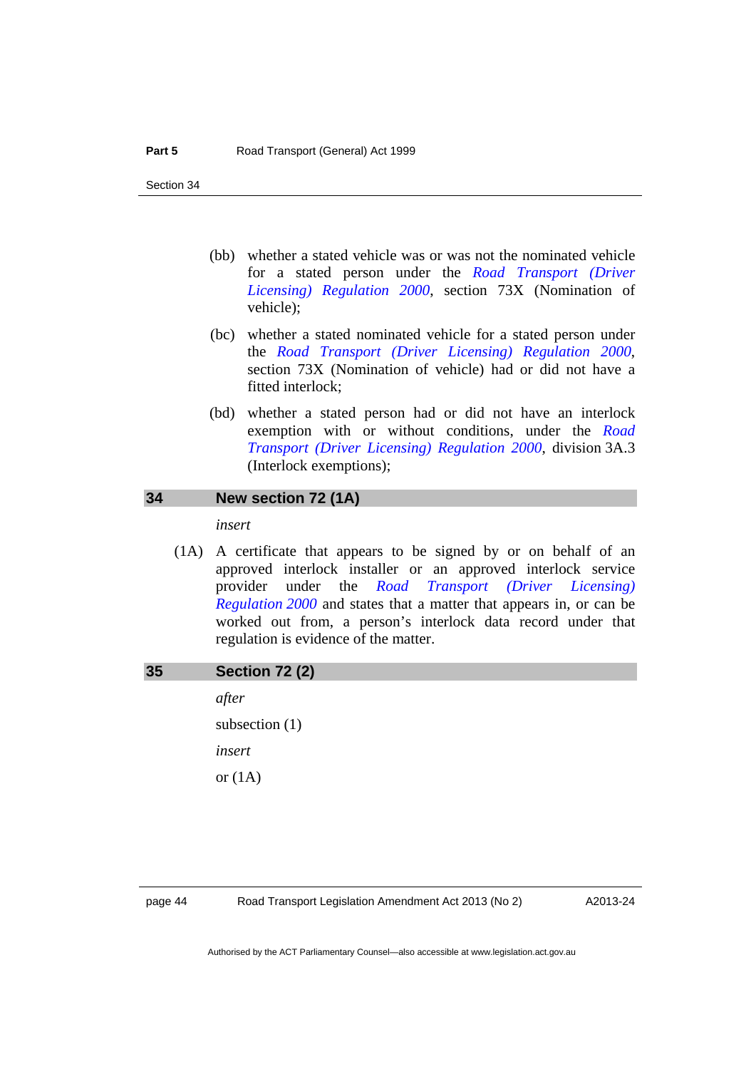(bb) whether a stated vehicle was or was not the nominated vehicle for a stated person under the *Road Transport (Driver Licensing) Regulation 2000*, section 73X (Nomination of vehicle);

(bc) whether a stated nominated vehicle for a stated person under the *Road Transport (Driver Licensing) Regulation 2000*, section 73X (Nomination of vehicle) had or did not have a fitted interlock;

(bd) whether a stated person had or did not have an interlock exemption with or without conditions, under the *Road Transport (Driver Licensing) Regulation 2000*, division 3A.3 (Interlock exemptions);

## 34 New section 72 (1A)

*insert*

(1A) A certificate that appears to be signed by or on behalf of an approved interlock installer or an approved interlock service provider under the *Road Transport (Driver Licensing) Regulation 2000* and states that a matter that appears in, or can be worked out from, a person's interlock data record under that regulation is evidence of the matter.

## 35 Section 72 (2)

*after*

subsection (1)

*insert*

or (1A)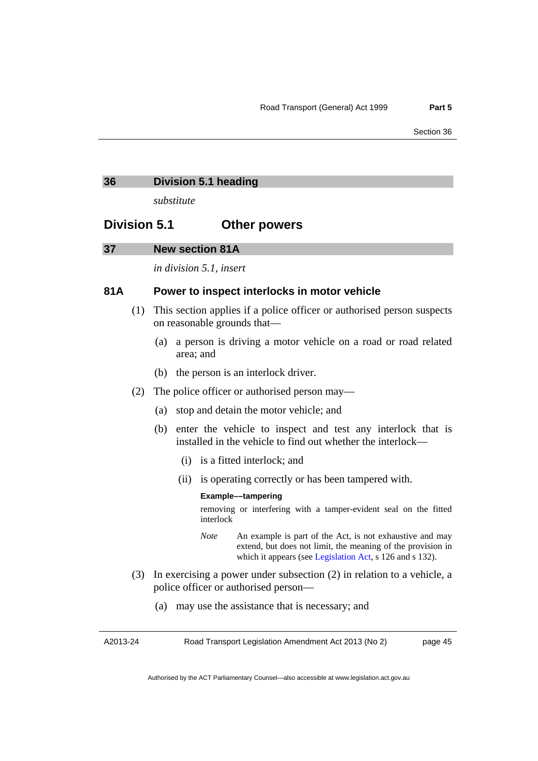## 36 Division 5.1 heading

*substitute*

## Division 5.1 Other powers

## 37 New section 81A

*in division 5.1, insert*

### 81A Power to inspect interlocks in motor vehicle

(1) This section applies if a police officer or authorised person suspects on reasonable grounds that—

(a) a person is driving a motor vehicle on a road or road related area; and

(b) the person is an interlock driver.

(2) The police officer or authorised person may—

(a) stop and detain the motor vehicle; and

(b) enter the vehicle to inspect and test any interlock that is installed in the vehicle to find out whether the interlock—

(i) is a fitted interlock; and

(ii) is operating correctly or has been tampered with.

**Example––tampering**

removing or interfering with a tamper-evident seal on the fitted interlock

*Note* An example is part of the Act, is not exhaustive and may extend, but does not limit, the meaning of the provision in which it appears (see Legislation Act, s 126 and s 132).

(3) In exercising a power under subsection (2) in relation to a vehicle, a police officer or authorised person—

(a) may use the assistance that is necessary; and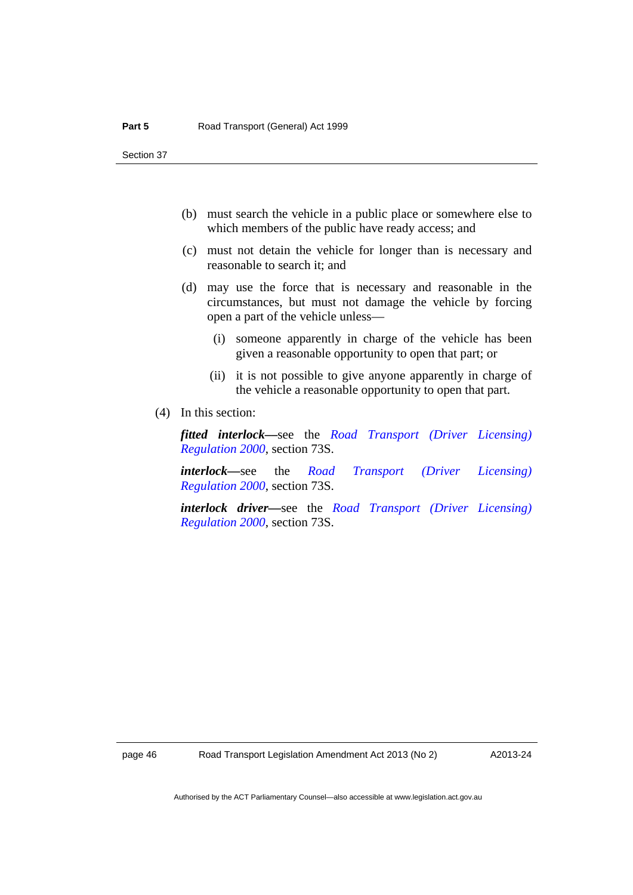(b) must search the vehicle in a public place or somewhere else to which members of the public have ready access; and

(c) must not detain the vehicle for longer than is necessary and reasonable to search it; and

(d) may use the force that is necessary and reasonable in the circumstances, but must not damage the vehicle by forcing open a part of the vehicle unless—

(i) someone apparently in charge of the vehicle has been given a reasonable opportunity to open that part; or

(ii) it is not possible to give anyone apparently in charge of the vehicle a reasonable opportunity to open that part.

(4) In this section:

***fitted interlock***—see the *Road Transport (Driver Licensing) Regulation 2000*, section 73S.

***interlock***—see the *Road Transport (Driver Licensing) Regulation 2000*, section 73S.

***interlock driver***—see the *Road Transport (Driver Licensing) Regulation 2000*, section 73S.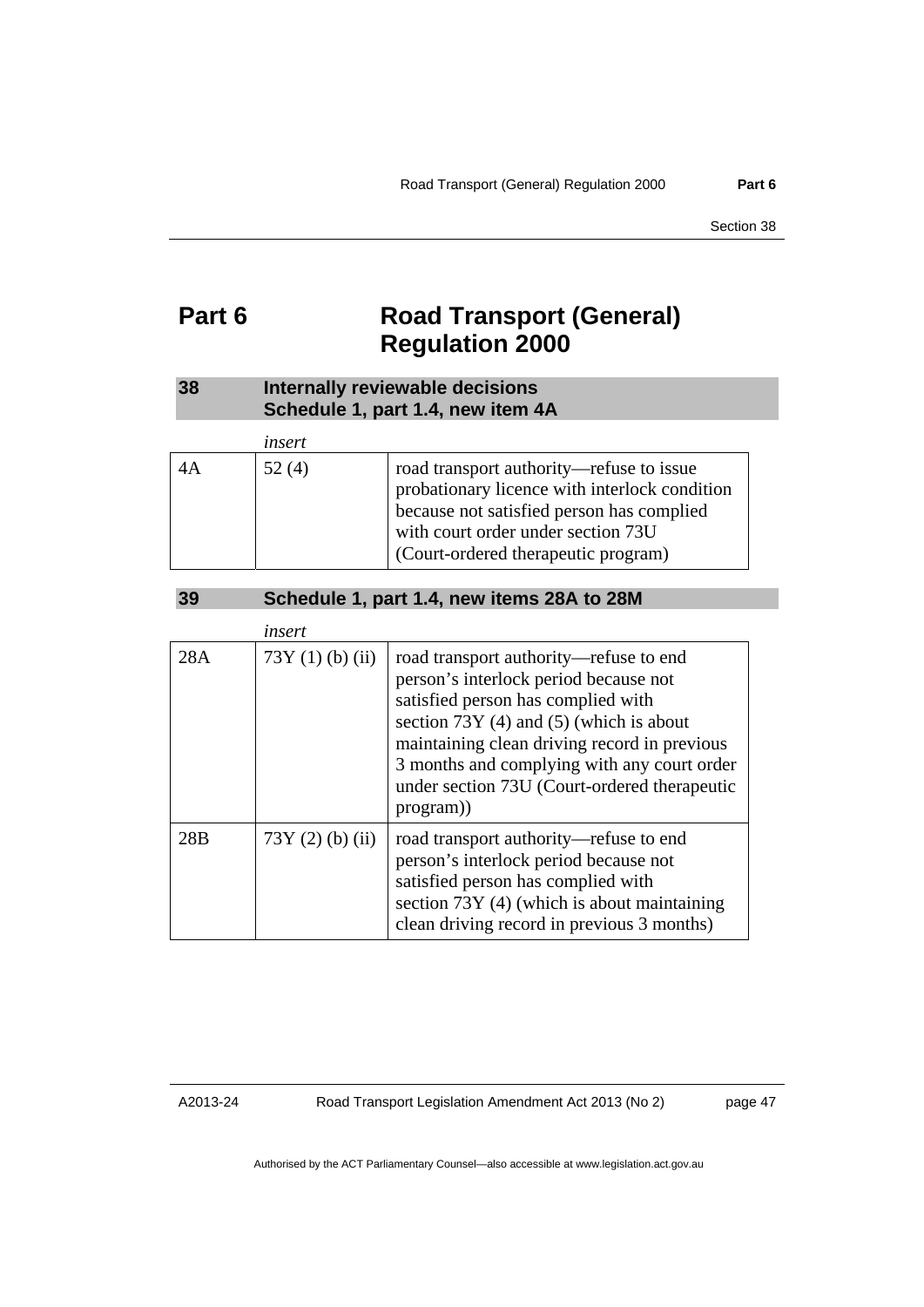# Part 6 Road Transport (General) Regulation 2000

## 38 Internally reviewable decisions Schedule 1, part 1.4, new item 4A

*insert*

| | | |
|---|---|---|
| 4A | 52 (4) | road transport authority—refuse to issue probationary licence with interlock condition because not satisfied person has complied with court order under section 73U (Court-ordered therapeutic program) |

## 39 Schedule 1, part 1.4, new items 28A to 28M

*insert*

| | | |
|---|---|---|
| 28A | 73Y (1) (b) (ii) | road transport authority—refuse to end person's interlock period because not satisfied person has complied with section 73Y (4) and (5) (which is about maintaining clean driving record in previous 3 months and complying with any court order under section 73U (Court-ordered therapeutic program)) |
| 28B | 73Y (2) (b) (ii) | road transport authority—refuse to end person's interlock period because not satisfied person has complied with section 73Y (4) (which is about maintaining clean driving record in previous 3 months) |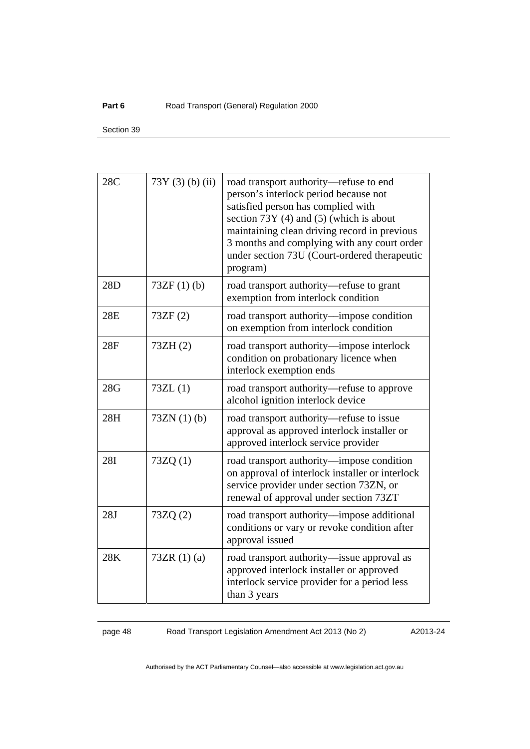| | | |
|---|---|---|
| 28C | 73Y (3) (b) (ii) | road transport authority—refuse to end person's interlock period because not satisfied person has complied with section 73Y (4) and (5) (which is about maintaining clean driving record in previous 3 months and complying with any court order under section 73U (Court-ordered therapeutic program) |
| 28D | 73ZF (1) (b) | road transport authority—refuse to grant exemption from interlock condition |
| 28E | 73ZF (2) | road transport authority—impose condition on exemption from interlock condition |
| 28F | 73ZH (2) | road transport authority—impose interlock condition on probationary licence when interlock exemption ends |
| 28G | 73ZL (1) | road transport authority—refuse to approve alcohol ignition interlock device |
| 28H | 73ZN (1) (b) | road transport authority—refuse to issue approval as approved interlock installer or approved interlock service provider |
| 28I | 73ZQ (1) | road transport authority—impose condition on approval of interlock installer or interlock service provider under section 73ZN, or renewal of approval under section 73ZT |
| 28J | 73ZQ (2) | road transport authority—impose additional conditions or vary or revoke condition after approval issued |
| 28K | 73ZR (1) (a) | road transport authority—issue approval as approved interlock installer or approved interlock service provider for a period less than 3 years |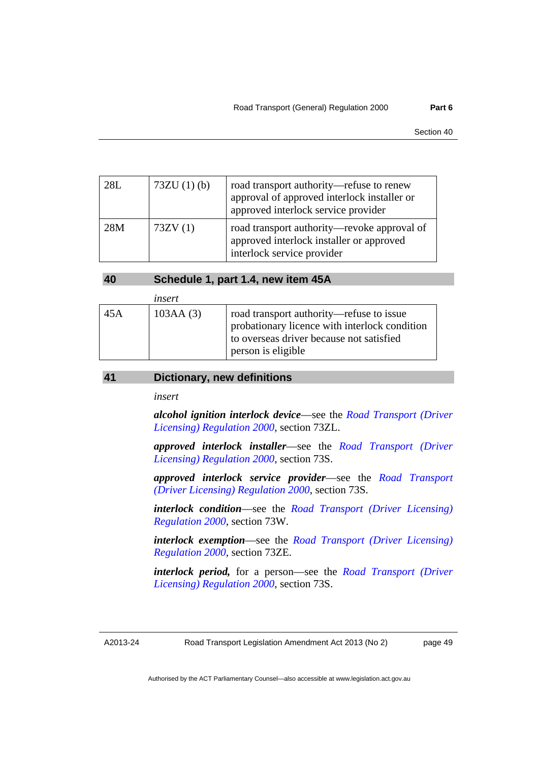| 28L | 73ZU (1) (b) | road transport authority—refuse to renew approval of approved interlock installer or approved interlock service provider |
|---|---|---|
| 28M | 73ZV (1) | road transport authority—revoke approval of approved interlock installer or approved interlock service provider |

## 40 Schedule 1, part 1.4, new item 45A

*insert*

| 45A | 103AA (3) | road transport authority—refuse to issue probationary licence with interlock condition to overseas driver because not satisfied person is eligible |
|---|---|---|

## 41 Dictionary, new definitions

*insert*

***alcohol ignition interlock device***—see the *Road Transport (Driver Licensing) Regulation 2000*, section 73ZL.

***approved interlock installer***—see the *Road Transport (Driver Licensing) Regulation 2000*, section 73S.

***approved interlock service provider***—see the *Road Transport (Driver Licensing) Regulation 2000*, section 73S.

***interlock condition***—see the *Road Transport (Driver Licensing) Regulation 2000*, section 73W.

***interlock exemption***—see the *Road Transport (Driver Licensing) Regulation 2000*, section 73ZE.

***interlock period,*** for a person—see the *Road Transport (Driver Licensing) Regulation 2000*, section 73S.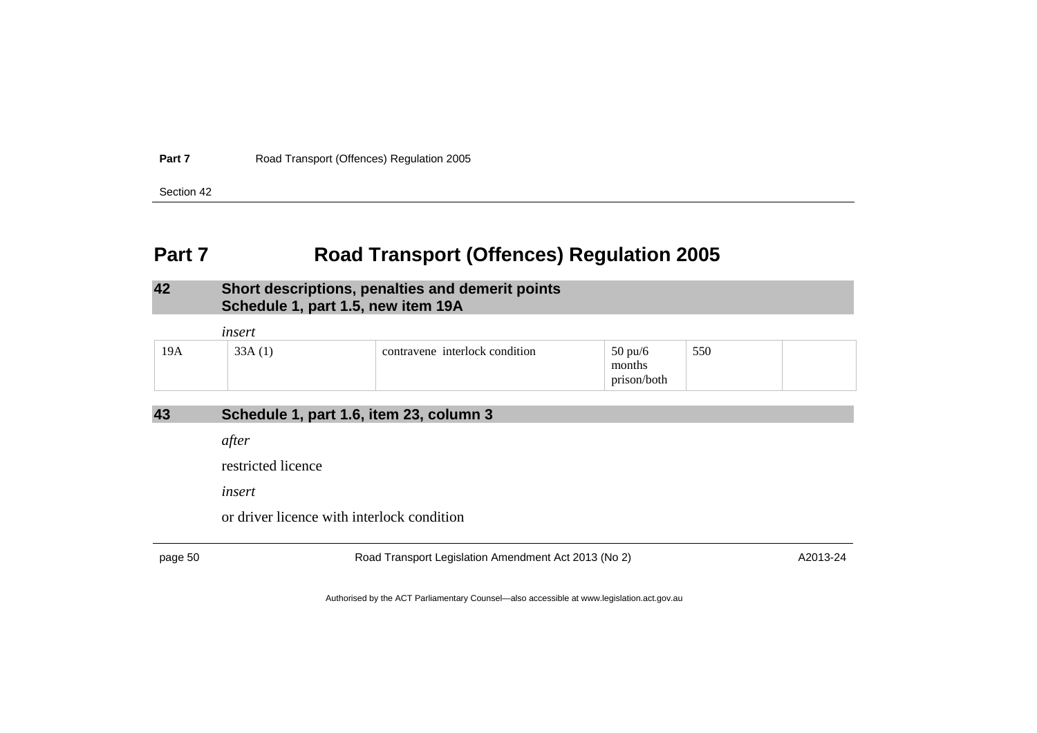# Part 7 Road Transport (Offences) Regulation 2005

## 42 Short descriptions, penalties and demerit points Schedule 1, part 1.5, new item 19A

*insert*

| 19A | 33A (1) | contravene interlock condition | 50 pu/6 months prison/both | 550 | |
|---|---|---|---|---|---|

## 43 Schedule 1, part 1.6, item 23, column 3

*after*

restricted licence

*insert*

or driver licence with interlock condition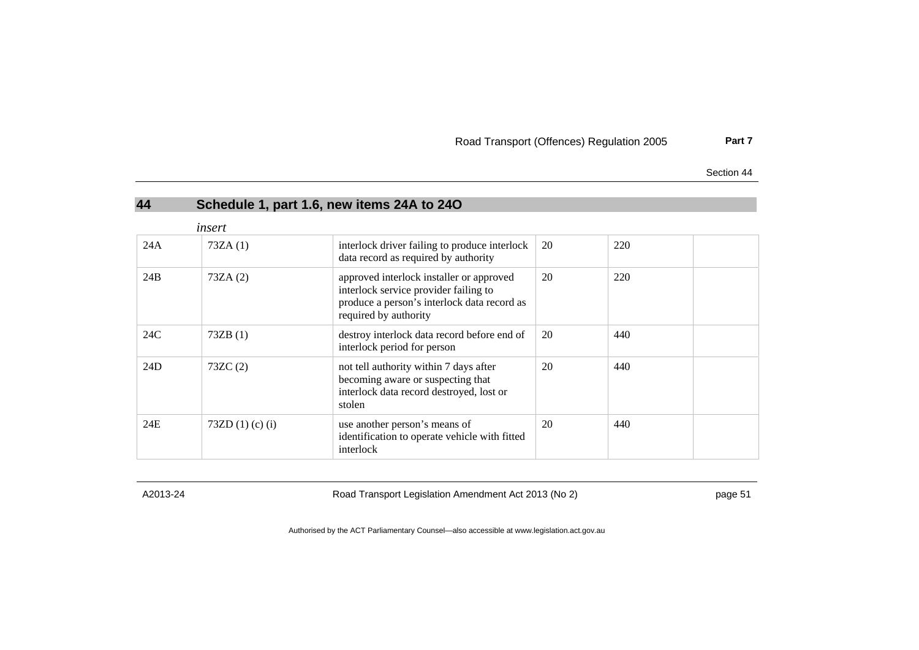## 44 Schedule 1, part 1.6, new items 24A to 24O

*insert*

| | | | | | |
|---|---|---|---|---|---|
| 24A | 73ZA (1) | interlock driver failing to produce interlock data record as required by authority | 20 | 220 | |
| 24B | 73ZA (2) | approved interlock installer or approved interlock service provider failing to produce a person's interlock data record as required by authority | 20 | 220 | |
| 24C | 73ZB (1) | destroy interlock data record before end of interlock period for person | 20 | 440 | |
| 24D | 73ZC (2) | not tell authority within 7 days after becoming aware or suspecting that interlock data record destroyed, lost or stolen | 20 | 440 | |
| 24E | 73ZD (1) (c) (i) | use another person's means of identification to operate vehicle with fitted interlock | 20 | 440 | |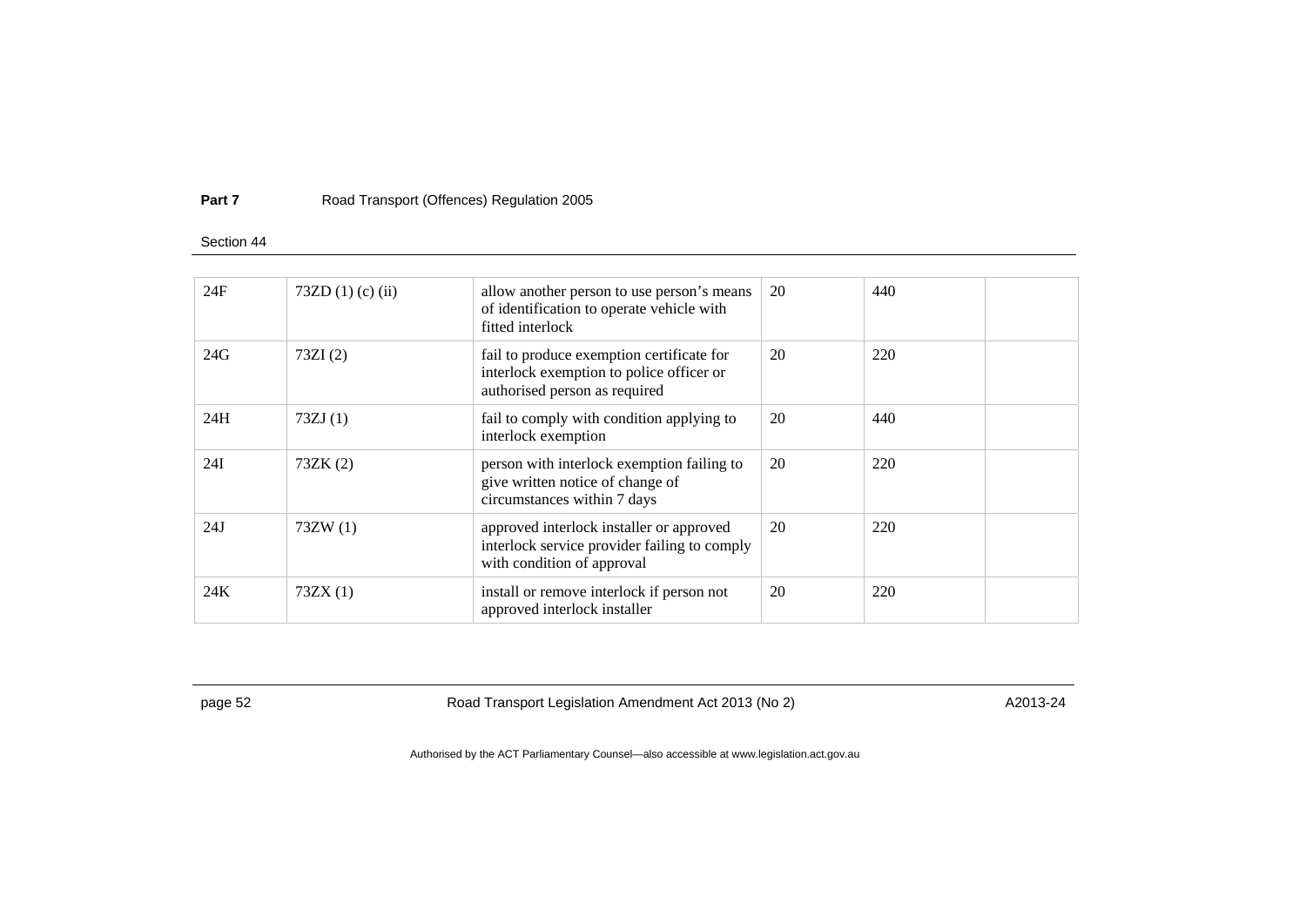**Part 7** Road Transport (Offences) Regulation 2005

Section 44

| | | | | | |
|---|---|---|---|---|---|
| 24F | 73ZD (1) (c) (ii) | allow another person to use person's means of identification to operate vehicle with fitted interlock | 20 | 440 | |
| 24G | 73ZI (2) | fail to produce exemption certificate for interlock exemption to police officer or authorised person as required | 20 | 220 | |
| 24H | 73ZJ (1) | fail to comply with condition applying to interlock exemption | 20 | 440 | |
| 24I | 73ZK (2) | person with interlock exemption failing to give written notice of change of circumstances within 7 days | 20 | 220 | |
| 24J | 73ZW (1) | approved interlock installer or approved interlock service provider failing to comply with condition of approval | 20 | 220 | |
| 24K | 73ZX (1) | install or remove interlock if person not approved interlock installer | 20 | 220 | |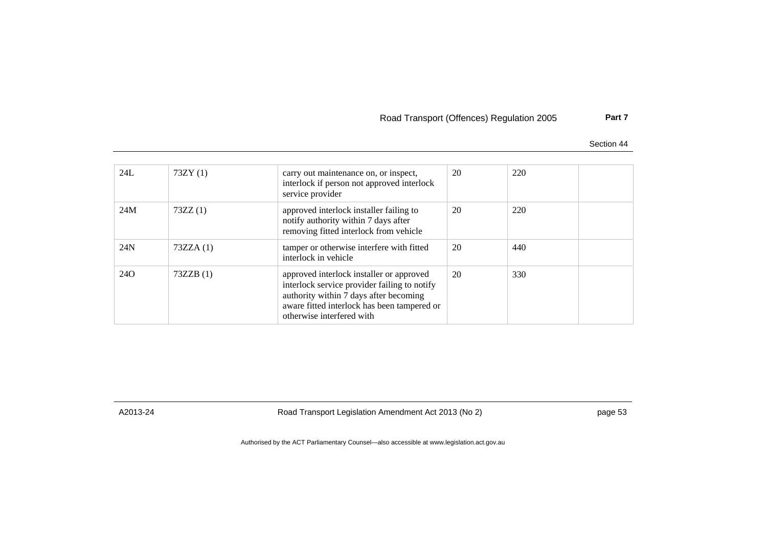| 24L | 73ZY (1) | carry out maintenance on, or inspect, interlock if person not approved interlock service provider | 20 | 220 | |
|---|---|---|---|---|---|
| 24M | 73ZZ (1) | approved interlock installer failing to notify authority within 7 days after removing fitted interlock from vehicle | 20 | 220 | |
| 24N | 73ZZA (1) | tamper or otherwise interfere with fitted interlock in vehicle | 20 | 440 | |
| 24O | 73ZZB (1) | approved interlock installer or approved interlock service provider failing to notify authority within 7 days after becoming aware fitted interlock has been tampered or otherwise interfered with | 20 | 330 | |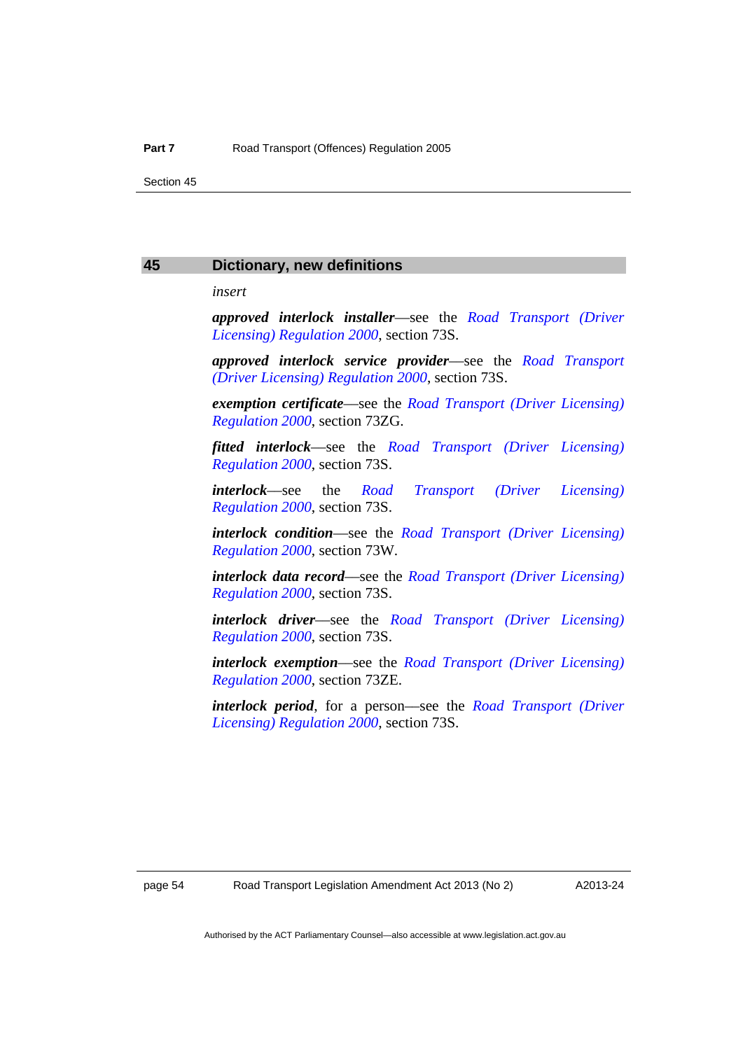## 45 Dictionary, new definitions

*insert*

***approved interlock installer***—see the *Road Transport (Driver Licensing) Regulation 2000*, section 73S.

***approved interlock service provider***—see the *Road Transport (Driver Licensing) Regulation 2000*, section 73S.

***exemption certificate***—see the *Road Transport (Driver Licensing) Regulation 2000*, section 73ZG.

***fitted interlock***—see the *Road Transport (Driver Licensing) Regulation 2000*, section 73S.

***interlock***—see the *Road Transport (Driver Licensing) Regulation 2000*, section 73S.

***interlock condition***—see the *Road Transport (Driver Licensing) Regulation 2000*, section 73W.

***interlock data record***—see the *Road Transport (Driver Licensing) Regulation 2000*, section 73S.

***interlock driver***—see the *Road Transport (Driver Licensing) Regulation 2000*, section 73S.

***interlock exemption***—see the *Road Transport (Driver Licensing) Regulation 2000*, section 73ZE.

***interlock period***, for a person—see the *Road Transport (Driver Licensing) Regulation 2000*, section 73S.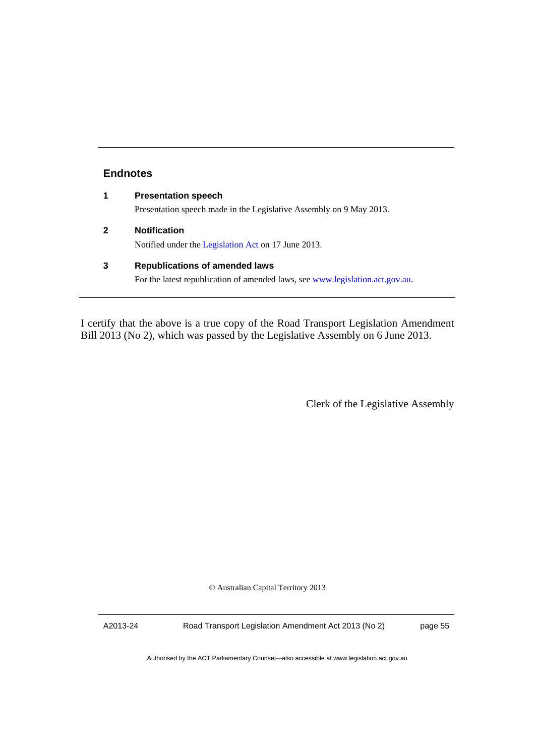## Endnotes

**1 Presentation speech**

Presentation speech made in the Legislative Assembly on 9 May 2013.

**2 Notification**

Notified under the Legislation Act on 17 June 2013.

**3 Republications of amended laws**

For the latest republication of amended laws, see www.legislation.act.gov.au.

I certify that the above is a true copy of the Road Transport Legislation Amendment Bill 2013 (No 2), which was passed by the Legislative Assembly on 6 June 2013.

Clerk of the Legislative Assembly

© Australian Capital Territory 2013